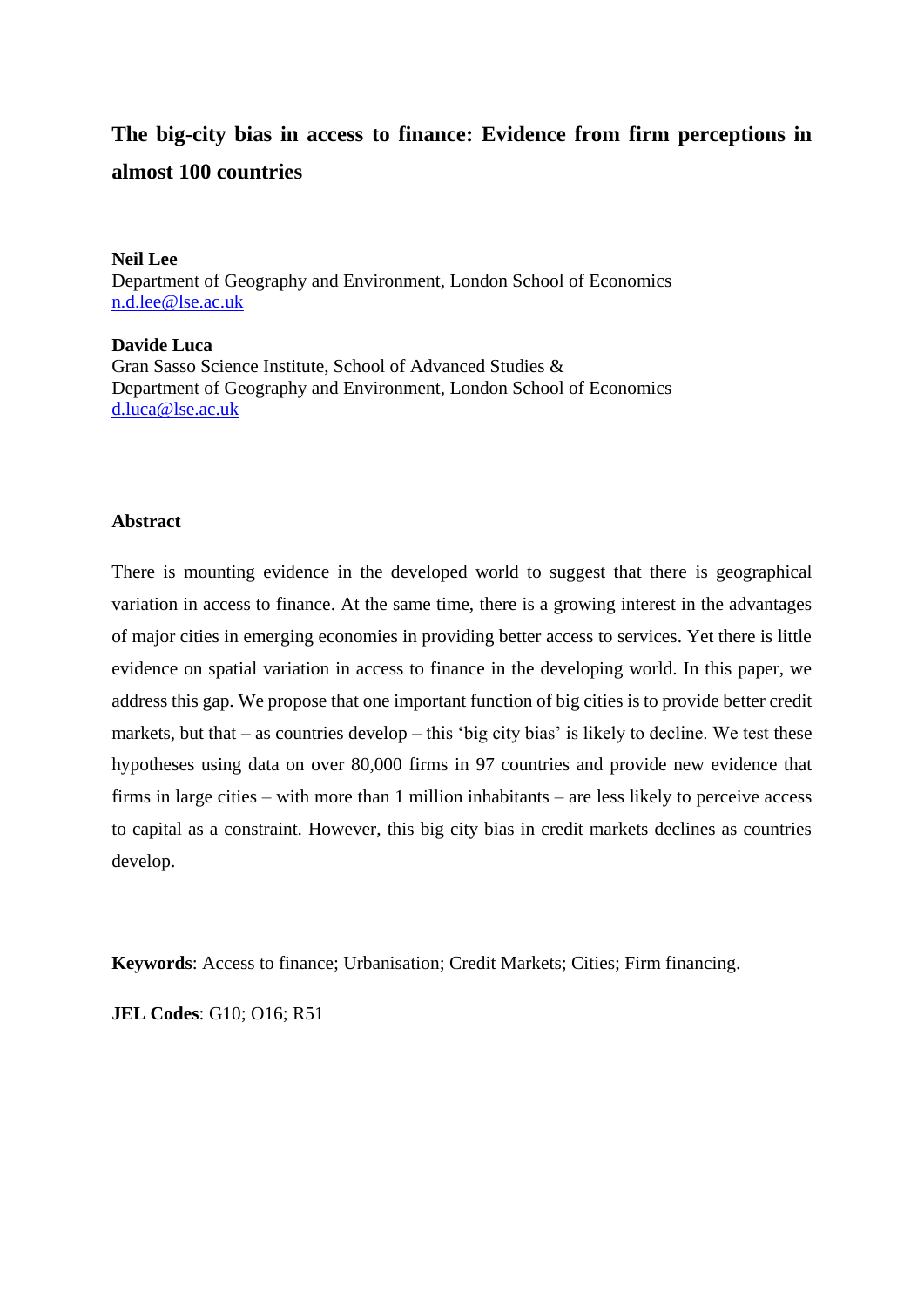# The big-city bias in access to finance: Evidence from firm perceptions in almost 100 countries

**Neil Lee**
Department of Geography and Environment, London School of Economics
n.d.lee@lse.ac.uk

**Davide Luca**
Gran Sasso Science Institute, School of Advanced Studies &
Department of Geography and Environment, London School of Economics
d.luca@lse.ac.uk

## Abstract

There is mounting evidence in the developed world to suggest that there is geographical variation in access to finance. At the same time, there is a growing interest in the advantages of major cities in emerging economies in providing better access to services. Yet there is little evidence on spatial variation in access to finance in the developing world. In this paper, we address this gap. We propose that one important function of big cities is to provide better credit markets, but that – as countries develop – this 'big city bias' is likely to decline. We test these hypotheses using data on over 80,000 firms in 97 countries and provide new evidence that firms in large cities – with more than 1 million inhabitants – are less likely to perceive access to capital as a constraint. However, this big city bias in credit markets declines as countries develop.

**Keywords**: Access to finance; Urbanisation; Credit Markets; Cities; Firm financing.

**JEL Codes**: G10; O16; R51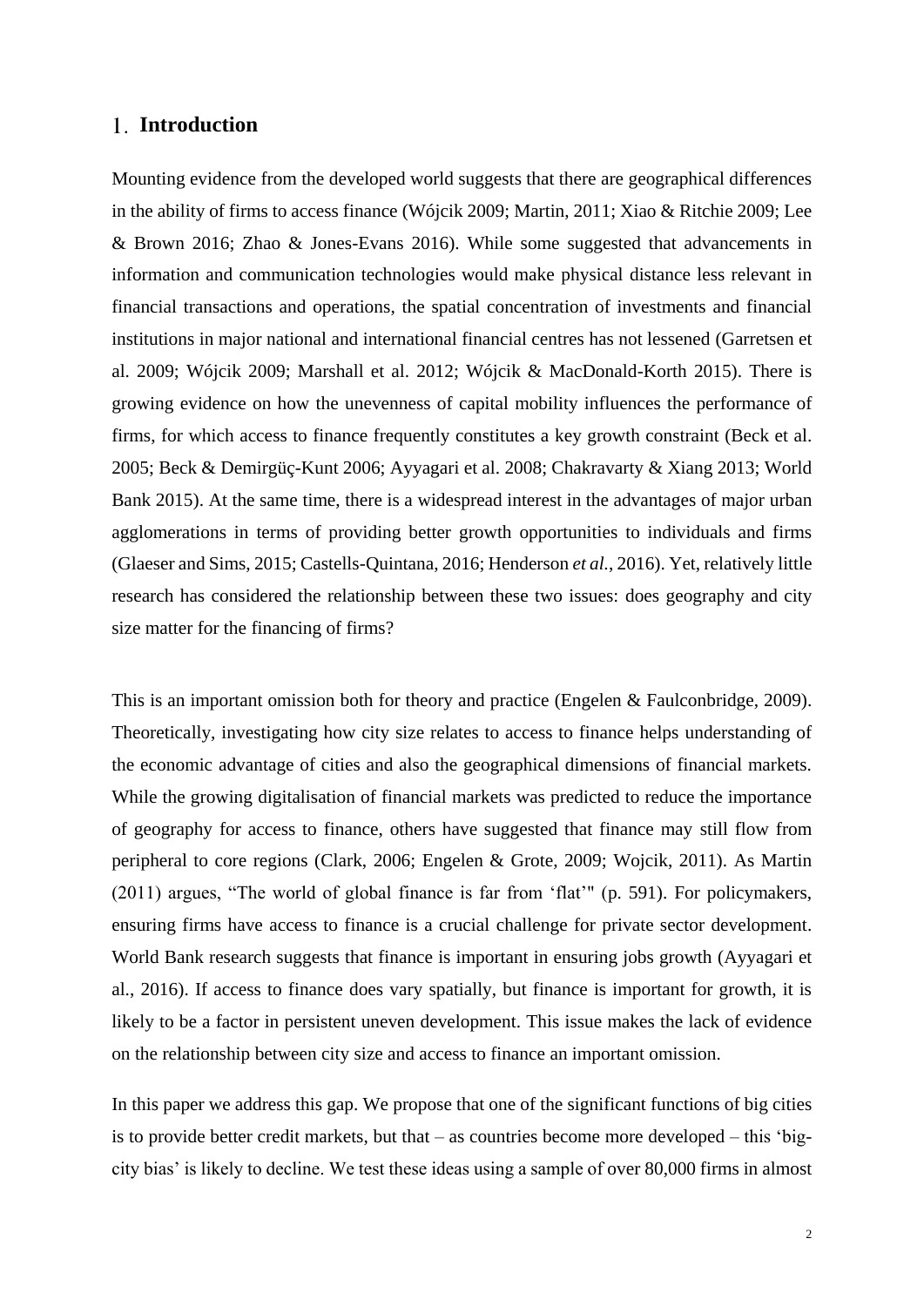## 1. Introduction

Mounting evidence from the developed world suggests that there are geographical differences in the ability of firms to access finance (Wójcik 2009; Martin, 2011; Xiao & Ritchie 2009; Lee & Brown 2016; Zhao & Jones-Evans 2016). While some suggested that advancements in information and communication technologies would make physical distance less relevant in financial transactions and operations, the spatial concentration of investments and financial institutions in major national and international financial centres has not lessened (Garretsen et al. 2009; Wójcik 2009; Marshall et al. 2012; Wójcik & MacDonald-Korth 2015). There is growing evidence on how the unevenness of capital mobility influences the performance of firms, for which access to finance frequently constitutes a key growth constraint (Beck et al. 2005; Beck & Demirgüç-Kunt 2006; Ayyagari et al. 2008; Chakravarty & Xiang 2013; World Bank 2015). At the same time, there is a widespread interest in the advantages of major urban agglomerations in terms of providing better growth opportunities to individuals and firms (Glaeser and Sims, 2015; Castells-Quintana, 2016; Henderson *et al.*, 2016). Yet, relatively little research has considered the relationship between these two issues: does geography and city size matter for the financing of firms?

This is an important omission both for theory and practice (Engelen & Faulconbridge, 2009). Theoretically, investigating how city size relates to access to finance helps understanding of the economic advantage of cities and also the geographical dimensions of financial markets. While the growing digitalisation of financial markets was predicted to reduce the importance of geography for access to finance, others have suggested that finance may still flow from peripheral to core regions (Clark, 2006; Engelen & Grote, 2009; Wojcik, 2011). As Martin (2011) argues, "The world of global finance is far from 'flat'" (p. 591). For policymakers, ensuring firms have access to finance is a crucial challenge for private sector development. World Bank research suggests that finance is important in ensuring jobs growth (Ayyagari et al., 2016). If access to finance does vary spatially, but finance is important for growth, it is likely to be a factor in persistent uneven development. This issue makes the lack of evidence on the relationship between city size and access to finance an important omission.

In this paper we address this gap. We propose that one of the significant functions of big cities is to provide better credit markets, but that – as countries become more developed – this 'big-city bias' is likely to decline. We test these ideas using a sample of over 80,000 firms in almost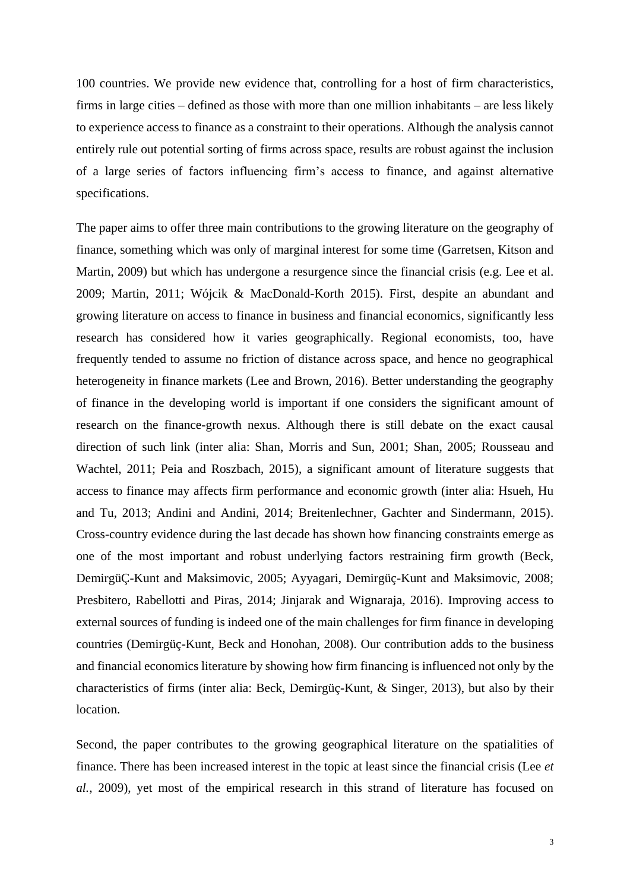100 countries. We provide new evidence that, controlling for a host of firm characteristics, firms in large cities – defined as those with more than one million inhabitants – are less likely to experience access to finance as a constraint to their operations. Although the analysis cannot entirely rule out potential sorting of firms across space, results are robust against the inclusion of a large series of factors influencing firm's access to finance, and against alternative specifications.

The paper aims to offer three main contributions to the growing literature on the geography of finance, something which was only of marginal interest for some time (Garretsen, Kitson and Martin, 2009) but which has undergone a resurgence since the financial crisis (e.g. Lee et al. 2009; Martin, 2011; Wójcik & MacDonald-Korth 2015). First, despite an abundant and growing literature on access to finance in business and financial economics, significantly less research has considered how it varies geographically. Regional economists, too, have frequently tended to assume no friction of distance across space, and hence no geographical heterogeneity in finance markets (Lee and Brown, 2016). Better understanding the geography of finance in the developing world is important if one considers the significant amount of research on the finance-growth nexus. Although there is still debate on the exact causal direction of such link (inter alia: Shan, Morris and Sun, 2001; Shan, 2005; Rousseau and Wachtel, 2011; Peia and Roszbach, 2015), a significant amount of literature suggests that access to finance may affects firm performance and economic growth (inter alia: Hsueh, Hu and Tu, 2013; Andini and Andini, 2014; Breitenlechner, Gachter and Sindermann, 2015). Cross-country evidence during the last decade has shown how financing constraints emerge as one of the most important and robust underlying factors restraining firm growth (Beck, DemirgüÇ-Kunt and Maksimovic, 2005; Ayyagari, Demirgüç-Kunt and Maksimovic, 2008; Presbitero, Rabellotti and Piras, 2014; Jinjarak and Wignaraja, 2016). Improving access to external sources of funding is indeed one of the main challenges for firm finance in developing countries (Demirgüç-Kunt, Beck and Honohan, 2008). Our contribution adds to the business and financial economics literature by showing how firm financing is influenced not only by the characteristics of firms (inter alia: Beck, Demirgüç-Kunt, & Singer, 2013), but also by their location.

Second, the paper contributes to the growing geographical literature on the spatialities of finance. There has been increased interest in the topic at least since the financial crisis (Lee *et al.*, 2009), yet most of the empirical research in this strand of literature has focused on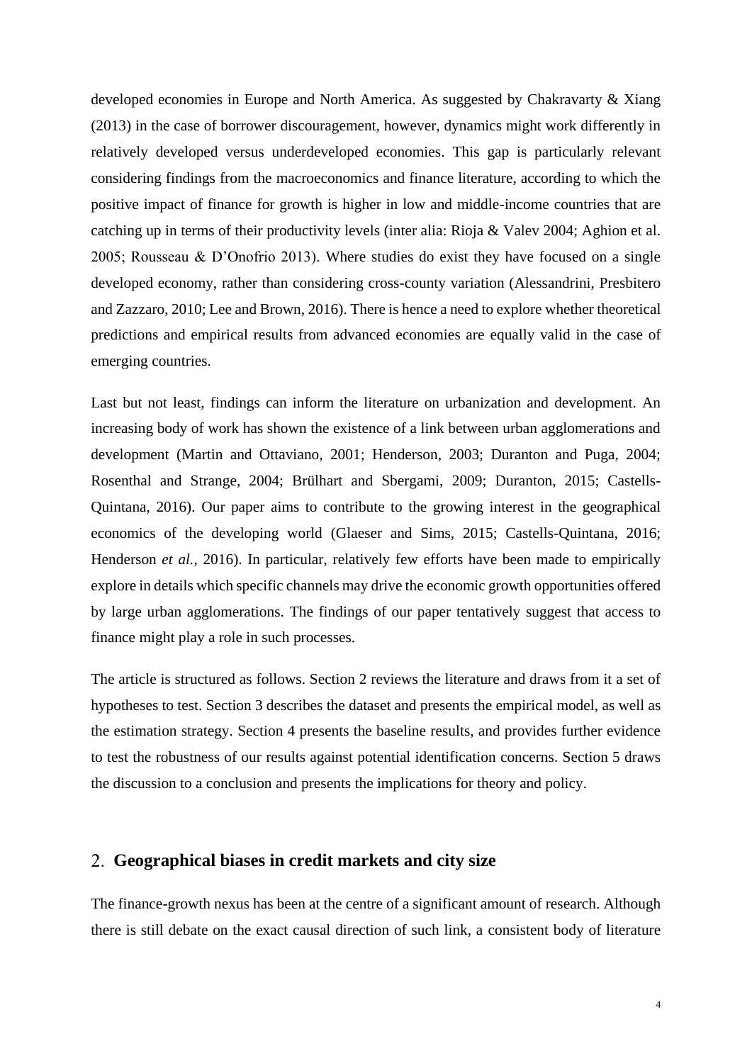developed economies in Europe and North America. As suggested by Chakravarty & Xiang (2013) in the case of borrower discouragement, however, dynamics might work differently in relatively developed versus underdeveloped economies. This gap is particularly relevant considering findings from the macroeconomics and finance literature, according to which the positive impact of finance for growth is higher in low and middle-income countries that are catching up in terms of their productivity levels (inter alia: Rioja & Valev 2004; Aghion et al. 2005; Rousseau & D'Onofrio 2013). Where studies do exist they have focused on a single developed economy, rather than considering cross-county variation (Alessandrini, Presbitero and Zazzaro, 2010; Lee and Brown, 2016). There is hence a need to explore whether theoretical predictions and empirical results from advanced economies are equally valid in the case of emerging countries.

Last but not least, findings can inform the literature on urbanization and development. An increasing body of work has shown the existence of a link between urban agglomerations and development (Martin and Ottaviano, 2001; Henderson, 2003; Duranton and Puga, 2004; Rosenthal and Strange, 2004; Brülhart and Sbergami, 2009; Duranton, 2015; Castells-Quintana, 2016). Our paper aims to contribute to the growing interest in the geographical economics of the developing world (Glaeser and Sims, 2015; Castells-Quintana, 2016; Henderson *et al.*, 2016). In particular, relatively few efforts have been made to empirically explore in details which specific channels may drive the economic growth opportunities offered by large urban agglomerations. The findings of our paper tentatively suggest that access to finance might play a role in such processes.

The article is structured as follows. Section 2 reviews the literature and draws from it a set of hypotheses to test. Section 3 describes the dataset and presents the empirical model, as well as the estimation strategy. Section 4 presents the baseline results, and provides further evidence to test the robustness of our results against potential identification concerns. Section 5 draws the discussion to a conclusion and presents the implications for theory and policy.

## 2. Geographical biases in credit markets and city size

The finance-growth nexus has been at the centre of a significant amount of research. Although there is still debate on the exact causal direction of such link, a consistent body of literature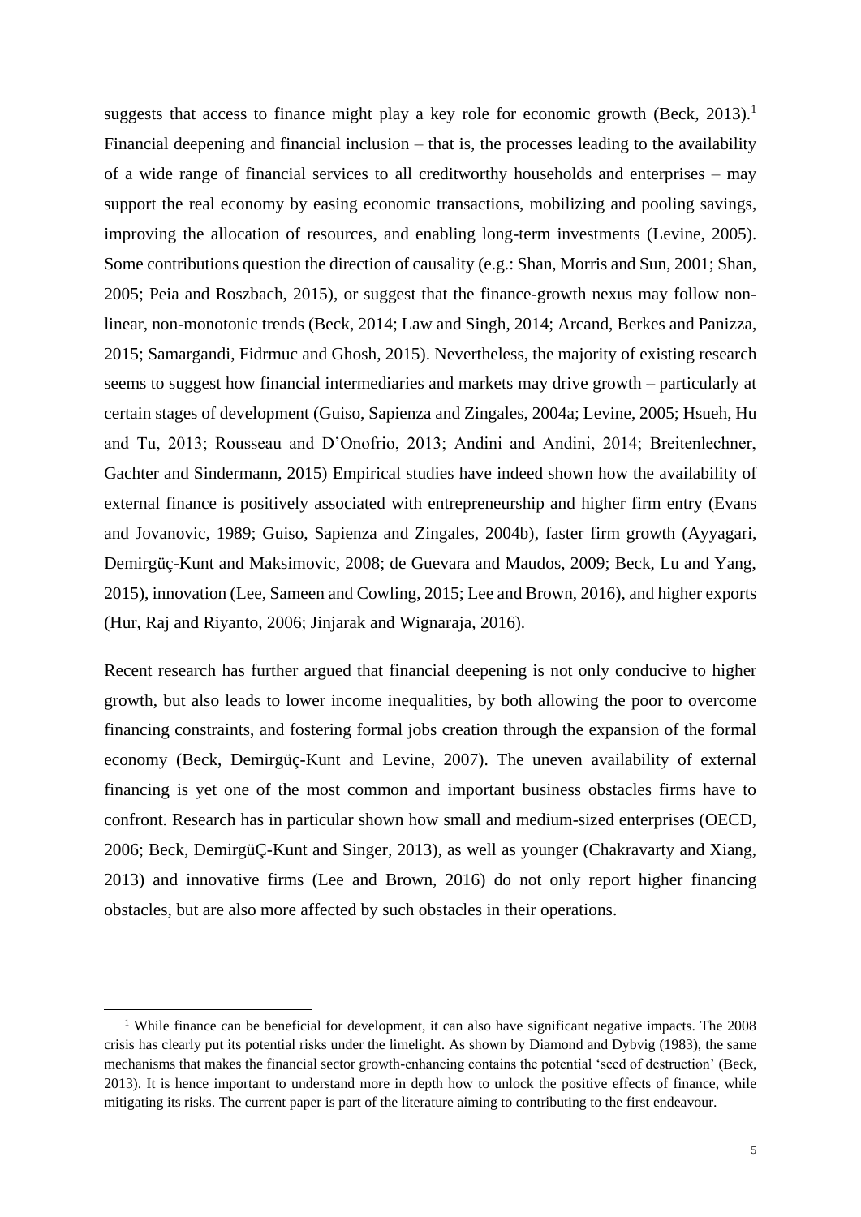suggests that access to finance might play a key role for economic growth (Beck, 2013).[1] Financial deepening and financial inclusion – that is, the processes leading to the availability of a wide range of financial services to all creditworthy households and enterprises – may support the real economy by easing economic transactions, mobilizing and pooling savings, improving the allocation of resources, and enabling long-term investments (Levine, 2005). Some contributions question the direction of causality (e.g.: Shan, Morris and Sun, 2001; Shan, 2005; Peia and Roszbach, 2015), or suggest that the finance-growth nexus may follow non-linear, non-monotonic trends (Beck, 2014; Law and Singh, 2014; Arcand, Berkes and Panizza, 2015; Samargandi, Fidrmuc and Ghosh, 2015). Nevertheless, the majority of existing research seems to suggest how financial intermediaries and markets may drive growth – particularly at certain stages of development (Guiso, Sapienza and Zingales, 2004a; Levine, 2005; Hsueh, Hu and Tu, 2013; Rousseau and D'Onofrio, 2013; Andini and Andini, 2014; Breitenlechner, Gachter and Sindermann, 2015) Empirical studies have indeed shown how the availability of external finance is positively associated with entrepreneurship and higher firm entry (Evans and Jovanovic, 1989; Guiso, Sapienza and Zingales, 2004b), faster firm growth (Ayyagari, Demirgüç-Kunt and Maksimovic, 2008; de Guevara and Maudos, 2009; Beck, Lu and Yang, 2015), innovation (Lee, Sameen and Cowling, 2015; Lee and Brown, 2016), and higher exports (Hur, Raj and Riyanto, 2006; Jinjarak and Wignaraja, 2016).

Recent research has further argued that financial deepening is not only conducive to higher growth, but also leads to lower income inequalities, by both allowing the poor to overcome financing constraints, and fostering formal jobs creation through the expansion of the formal economy (Beck, Demirgüç-Kunt and Levine, 2007). The uneven availability of external financing is yet one of the most common and important business obstacles firms have to confront. Research has in particular shown how small and medium-sized enterprises (OECD, 2006; Beck, DemirgüÇ-Kunt and Singer, 2013), as well as younger (Chakravarty and Xiang, 2013) and innovative firms (Lee and Brown, 2016) do not only report higher financing obstacles, but are also more affected by such obstacles in their operations.

[1] While finance can be beneficial for development, it can also have significant negative impacts. The 2008 crisis has clearly put its potential risks under the limelight. As shown by Diamond and Dybvig (1983), the same mechanisms that makes the financial sector growth-enhancing contains the potential 'seed of destruction' (Beck, 2013). It is hence important to understand more in depth how to unlock the positive effects of finance, while mitigating its risks. The current paper is part of the literature aiming to contributing to the first endeavour.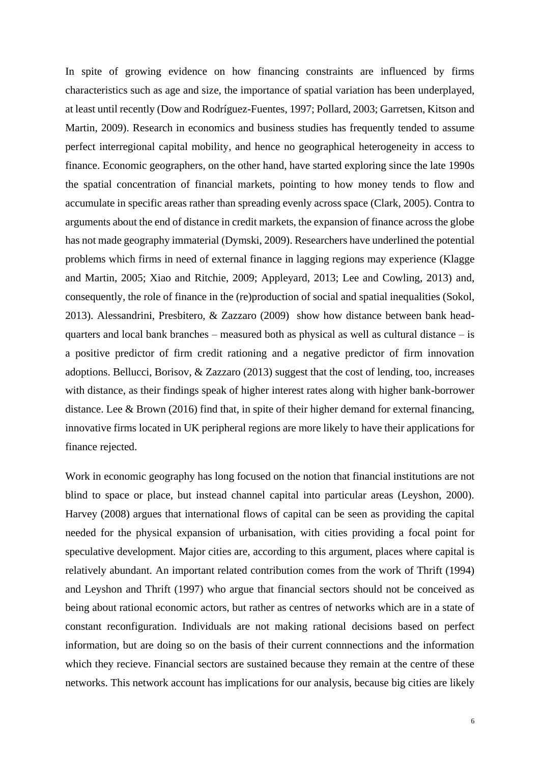In spite of growing evidence on how financing constraints are influenced by firms characteristics such as age and size, the importance of spatial variation has been underplayed, at least until recently (Dow and Rodríguez-Fuentes, 1997; Pollard, 2003; Garretsen, Kitson and Martin, 2009). Research in economics and business studies has frequently tended to assume perfect interregional capital mobility, and hence no geographical heterogeneity in access to finance. Economic geographers, on the other hand, have started exploring since the late 1990s the spatial concentration of financial markets, pointing to how money tends to flow and accumulate in specific areas rather than spreading evenly across space (Clark, 2005). Contra to arguments about the end of distance in credit markets, the expansion of finance across the globe has not made geography immaterial (Dymski, 2009). Researchers have underlined the potential problems which firms in need of external finance in lagging regions may experience (Klagge and Martin, 2005; Xiao and Ritchie, 2009; Appleyard, 2013; Lee and Cowling, 2013) and, consequently, the role of finance in the (re)production of social and spatial inequalities (Sokol, 2013). Alessandrini, Presbitero, & Zazzaro (2009) show how distance between bank head-quarters and local bank branches – measured both as physical as well as cultural distance – is a positive predictor of firm credit rationing and a negative predictor of firm innovation adoptions. Bellucci, Borisov, & Zazzaro (2013) suggest that the cost of lending, too, increases with distance, as their findings speak of higher interest rates along with higher bank-borrower distance. Lee & Brown (2016) find that, in spite of their higher demand for external financing, innovative firms located in UK peripheral regions are more likely to have their applications for finance rejected.

Work in economic geography has long focused on the notion that financial institutions are not blind to space or place, but instead channel capital into particular areas (Leyshon, 2000). Harvey (2008) argues that international flows of capital can be seen as providing the capital needed for the physical expansion of urbanisation, with cities providing a focal point for speculative development. Major cities are, according to this argument, places where capital is relatively abundant. An important related contribution comes from the work of Thrift (1994) and Leyshon and Thrift (1997) who argue that financial sectors should not be conceived as being about rational economic actors, but rather as centres of networks which are in a state of constant reconfiguration. Individuals are not making rational decisions based on perfect information, but are doing so on the basis of their current connnections and the information which they recieve. Financial sectors are sustained because they remain at the centre of these networks. This network account has implications for our analysis, because big cities are likely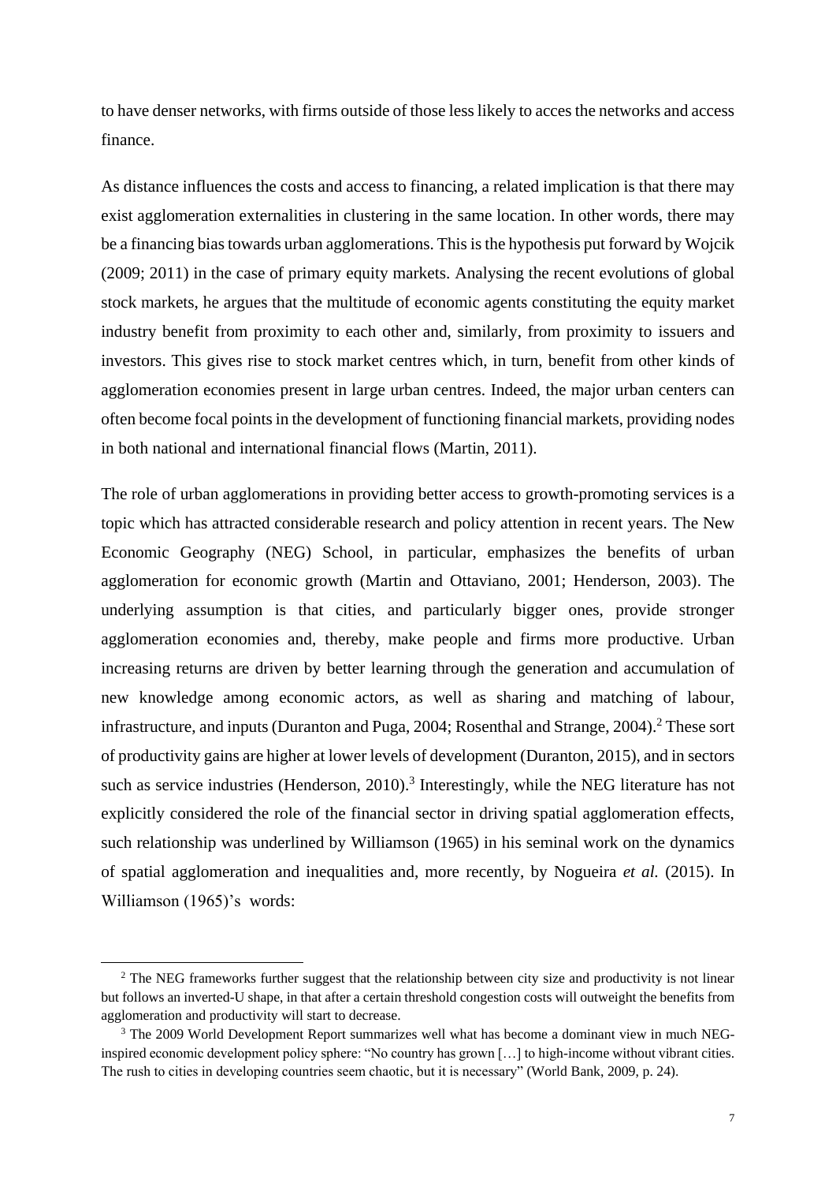to have denser networks, with firms outside of those less likely to acces the networks and access finance.

As distance influences the costs and access to financing, a related implication is that there may exist agglomeration externalities in clustering in the same location. In other words, there may be a financing bias towards urban agglomerations. This is the hypothesis put forward by Wojcik (2009; 2011) in the case of primary equity markets. Analysing the recent evolutions of global stock markets, he argues that the multitude of economic agents constituting the equity market industry benefit from proximity to each other and, similarly, from proximity to issuers and investors. This gives rise to stock market centres which, in turn, benefit from other kinds of agglomeration economies present in large urban centres. Indeed, the major urban centers can often become focal points in the development of functioning financial markets, providing nodes in both national and international financial flows (Martin, 2011).

The role of urban agglomerations in providing better access to growth-promoting services is a topic which has attracted considerable research and policy attention in recent years. The New Economic Geography (NEG) School, in particular, emphasizes the benefits of urban agglomeration for economic growth (Martin and Ottaviano, 2001; Henderson, 2003). The underlying assumption is that cities, and particularly bigger ones, provide stronger agglomeration economies and, thereby, make people and firms more productive. Urban increasing returns are driven by better learning through the generation and accumulation of new knowledge among economic actors, as well as sharing and matching of labour, infrastructure, and inputs (Duranton and Puga, 2004; Rosenthal and Strange, 2004).[2] These sort of productivity gains are higher at lower levels of development (Duranton, 2015), and in sectors such as service industries (Henderson, 2010).[3] Interestingly, while the NEG literature has not explicitly considered the role of the financial sector in driving spatial agglomeration effects, such relationship was underlined by Williamson (1965) in his seminal work on the dynamics of spatial agglomeration and inequalities and, more recently, by Nogueira *et al.* (2015). In Williamson (1965)'s words:

[2] The NEG frameworks further suggest that the relationship between city size and productivity is not linear but follows an inverted-U shape, in that after a certain threshold congestion costs will outweight the benefits from agglomeration and productivity will start to decrease.

[3] The 2009 World Development Report summarizes well what has become a dominant view in much NEG-inspired economic development policy sphere: "No country has grown […] to high-income without vibrant cities. The rush to cities in developing countries seem chaotic, but it is necessary" (World Bank, 2009, p. 24).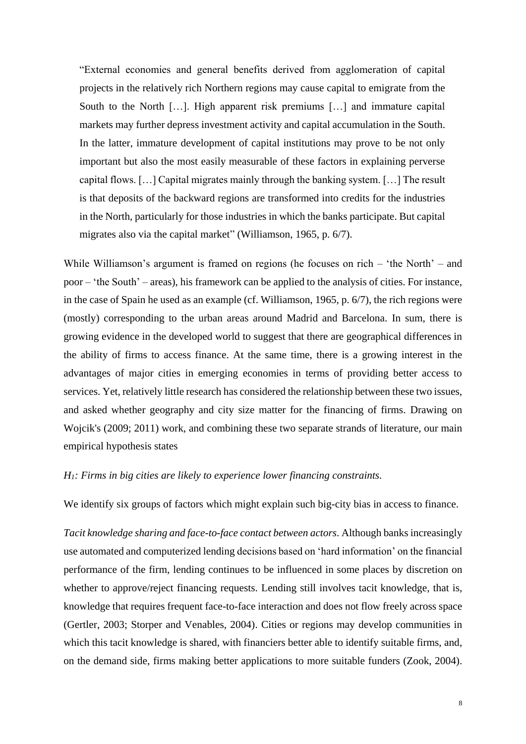> "External economies and general benefits derived from agglomeration of capital projects in the relatively rich Northern regions may cause capital to emigrate from the South to the North […]. High apparent risk premiums […] and immature capital markets may further depress investment activity and capital accumulation in the South. In the latter, immature development of capital institutions may prove to be not only important but also the most easily measurable of these factors in explaining perverse capital flows. […] Capital migrates mainly through the banking system. […] The result is that deposits of the backward regions are transformed into credits for the industries in the North, particularly for those industries in which the banks participate. But capital migrates also via the capital market" (Williamson, 1965, p. 6/7).

While Williamson's argument is framed on regions (he focuses on rich – 'the North' – and poor – 'the South' – areas), his framework can be applied to the analysis of cities. For instance, in the case of Spain he used as an example (cf. Williamson, 1965, p. 6/7), the rich regions were (mostly) corresponding to the urban areas around Madrid and Barcelona. In sum, there is growing evidence in the developed world to suggest that there are geographical differences in the ability of firms to access finance. At the same time, there is a growing interest in the advantages of major cities in emerging economies in terms of providing better access to services. Yet, relatively little research has considered the relationship between these two issues, and asked whether geography and city size matter for the financing of firms. Drawing on Wojcik's (2009; 2011) work, and combining these two separate strands of literature, our main empirical hypothesis states

*$H_1$: Firms in big cities are likely to experience lower financing constraints.*

We identify six groups of factors which might explain such big-city bias in access to finance.

*Tacit knowledge sharing and face-to-face contact between actors*. Although banks increasingly use automated and computerized lending decisions based on 'hard information' on the financial performance of the firm, lending continues to be influenced in some places by discretion on whether to approve/reject financing requests. Lending still involves tacit knowledge, that is, knowledge that requires frequent face-to-face interaction and does not flow freely across space (Gertler, 2003; Storper and Venables, 2004). Cities or regions may develop communities in which this tacit knowledge is shared, with financiers better able to identify suitable firms, and, on the demand side, firms making better applications to more suitable funders (Zook, 2004).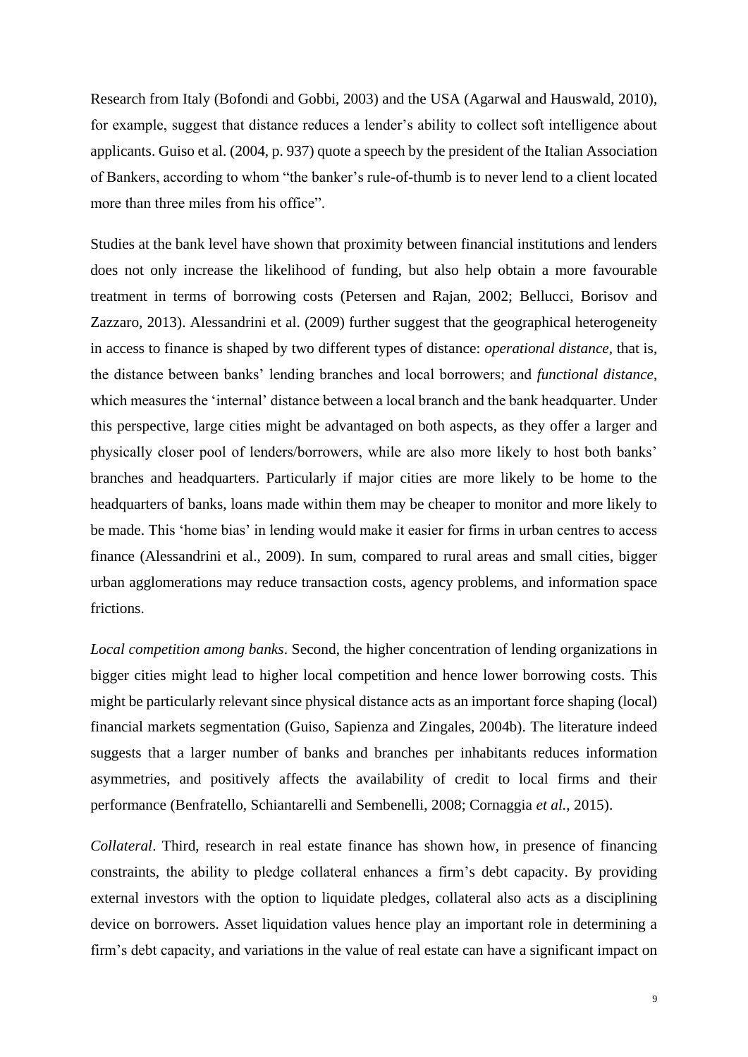Research from Italy (Bofondi and Gobbi, 2003) and the USA (Agarwal and Hauswald, 2010), for example, suggest that distance reduces a lender's ability to collect soft intelligence about applicants. Guiso et al. (2004, p. 937) quote a speech by the president of the Italian Association of Bankers, according to whom "the banker's rule-of-thumb is to never lend to a client located more than three miles from his office".

Studies at the bank level have shown that proximity between financial institutions and lenders does not only increase the likelihood of funding, but also help obtain a more favourable treatment in terms of borrowing costs (Petersen and Rajan, 2002; Bellucci, Borisov and Zazzaro, 2013). Alessandrini et al. (2009) further suggest that the geographical heterogeneity in access to finance is shaped by two different types of distance: *operational distance*, that is, the distance between banks' lending branches and local borrowers; and *functional distance*, which measures the 'internal' distance between a local branch and the bank headquarter. Under this perspective, large cities might be advantaged on both aspects, as they offer a larger and physically closer pool of lenders/borrowers, while are also more likely to host both banks' branches and headquarters. Particularly if major cities are more likely to be home to the headquarters of banks, loans made within them may be cheaper to monitor and more likely to be made. This 'home bias' in lending would make it easier for firms in urban centres to access finance (Alessandrini et al., 2009). In sum, compared to rural areas and small cities, bigger urban agglomerations may reduce transaction costs, agency problems, and information space frictions.

*Local competition among banks*. Second, the higher concentration of lending organizations in bigger cities might lead to higher local competition and hence lower borrowing costs. This might be particularly relevant since physical distance acts as an important force shaping (local) financial markets segmentation (Guiso, Sapienza and Zingales, 2004b). The literature indeed suggests that a larger number of banks and branches per inhabitants reduces information asymmetries, and positively affects the availability of credit to local firms and their performance (Benfratello, Schiantarelli and Sembenelli, 2008; Cornaggia *et al.*, 2015).

*Collateral*. Third, research in real estate finance has shown how, in presence of financing constraints, the ability to pledge collateral enhances a firm's debt capacity. By providing external investors with the option to liquidate pledges, collateral also acts as a disciplining device on borrowers. Asset liquidation values hence play an important role in determining a firm's debt capacity, and variations in the value of real estate can have a significant impact on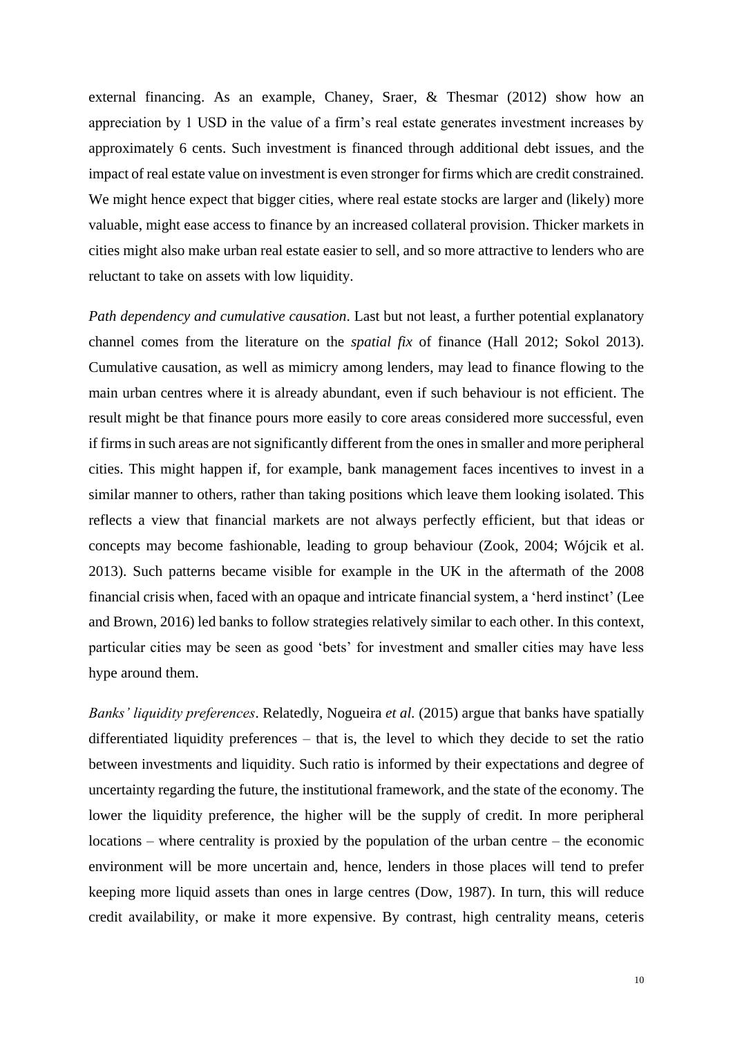external financing. As an example, Chaney, Sraer, & Thesmar (2012) show how an appreciation by 1 USD in the value of a firm's real estate generates investment increases by approximately 6 cents. Such investment is financed through additional debt issues, and the impact of real estate value on investment is even stronger for firms which are credit constrained. We might hence expect that bigger cities, where real estate stocks are larger and (likely) more valuable, might ease access to finance by an increased collateral provision. Thicker markets in cities might also make urban real estate easier to sell, and so more attractive to lenders who are reluctant to take on assets with low liquidity.

*Path dependency and cumulative causation*. Last but not least, a further potential explanatory channel comes from the literature on the *spatial fix* of finance (Hall 2012; Sokol 2013). Cumulative causation, as well as mimicry among lenders, may lead to finance flowing to the main urban centres where it is already abundant, even if such behaviour is not efficient. The result might be that finance pours more easily to core areas considered more successful, even if firms in such areas are not significantly different from the ones in smaller and more peripheral cities. This might happen if, for example, bank management faces incentives to invest in a similar manner to others, rather than taking positions which leave them looking isolated. This reflects a view that financial markets are not always perfectly efficient, but that ideas or concepts may become fashionable, leading to group behaviour (Zook, 2004; Wójcik et al. 2013). Such patterns became visible for example in the UK in the aftermath of the 2008 financial crisis when, faced with an opaque and intricate financial system, a 'herd instinct' (Lee and Brown, 2016) led banks to follow strategies relatively similar to each other. In this context, particular cities may be seen as good 'bets' for investment and smaller cities may have less hype around them.

*Banks' liquidity preferences*. Relatedly, Nogueira *et al.* (2015) argue that banks have spatially differentiated liquidity preferences – that is, the level to which they decide to set the ratio between investments and liquidity. Such ratio is informed by their expectations and degree of uncertainty regarding the future, the institutional framework, and the state of the economy. The lower the liquidity preference, the higher will be the supply of credit. In more peripheral locations – where centrality is proxied by the population of the urban centre – the economic environment will be more uncertain and, hence, lenders in those places will tend to prefer keeping more liquid assets than ones in large centres (Dow, 1987). In turn, this will reduce credit availability, or make it more expensive. By contrast, high centrality means, ceteris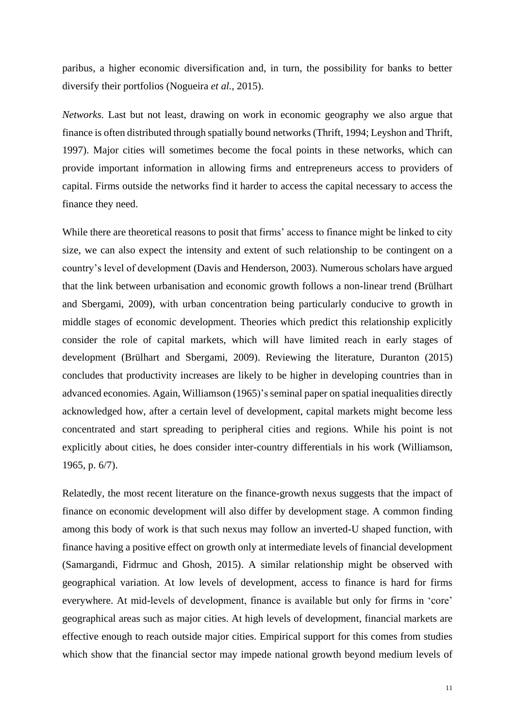paribus, a higher economic diversification and, in turn, the possibility for banks to better diversify their portfolios (Nogueira *et al.*, 2015).

*Networks*. Last but not least, drawing on work in economic geography we also argue that finance is often distributed through spatially bound networks (Thrift, 1994; Leyshon and Thrift, 1997). Major cities will sometimes become the focal points in these networks, which can provide important information in allowing firms and entrepreneurs access to providers of capital. Firms outside the networks find it harder to access the capital necessary to access the finance they need.

While there are theoretical reasons to posit that firms' access to finance might be linked to city size, we can also expect the intensity and extent of such relationship to be contingent on a country's level of development (Davis and Henderson, 2003). Numerous scholars have argued that the link between urbanisation and economic growth follows a non-linear trend (Brülhart and Sbergami, 2009), with urban concentration being particularly conducive to growth in middle stages of economic development. Theories which predict this relationship explicitly consider the role of capital markets, which will have limited reach in early stages of development (Brülhart and Sbergami, 2009). Reviewing the literature, Duranton (2015) concludes that productivity increases are likely to be higher in developing countries than in advanced economies. Again, Williamson (1965)'s seminal paper on spatial inequalities directly acknowledged how, after a certain level of development, capital markets might become less concentrated and start spreading to peripheral cities and regions. While his point is not explicitly about cities, he does consider inter-country differentials in his work (Williamson, 1965, p. 6/7).

Relatedly, the most recent literature on the finance-growth nexus suggests that the impact of finance on economic development will also differ by development stage. A common finding among this body of work is that such nexus may follow an inverted-U shaped function, with finance having a positive effect on growth only at intermediate levels of financial development (Samargandi, Fidrmuc and Ghosh, 2015). A similar relationship might be observed with geographical variation. At low levels of development, access to finance is hard for firms everywhere. At mid-levels of development, finance is available but only for firms in 'core' geographical areas such as major cities. At high levels of development, financial markets are effective enough to reach outside major cities. Empirical support for this comes from studies which show that the financial sector may impede national growth beyond medium levels of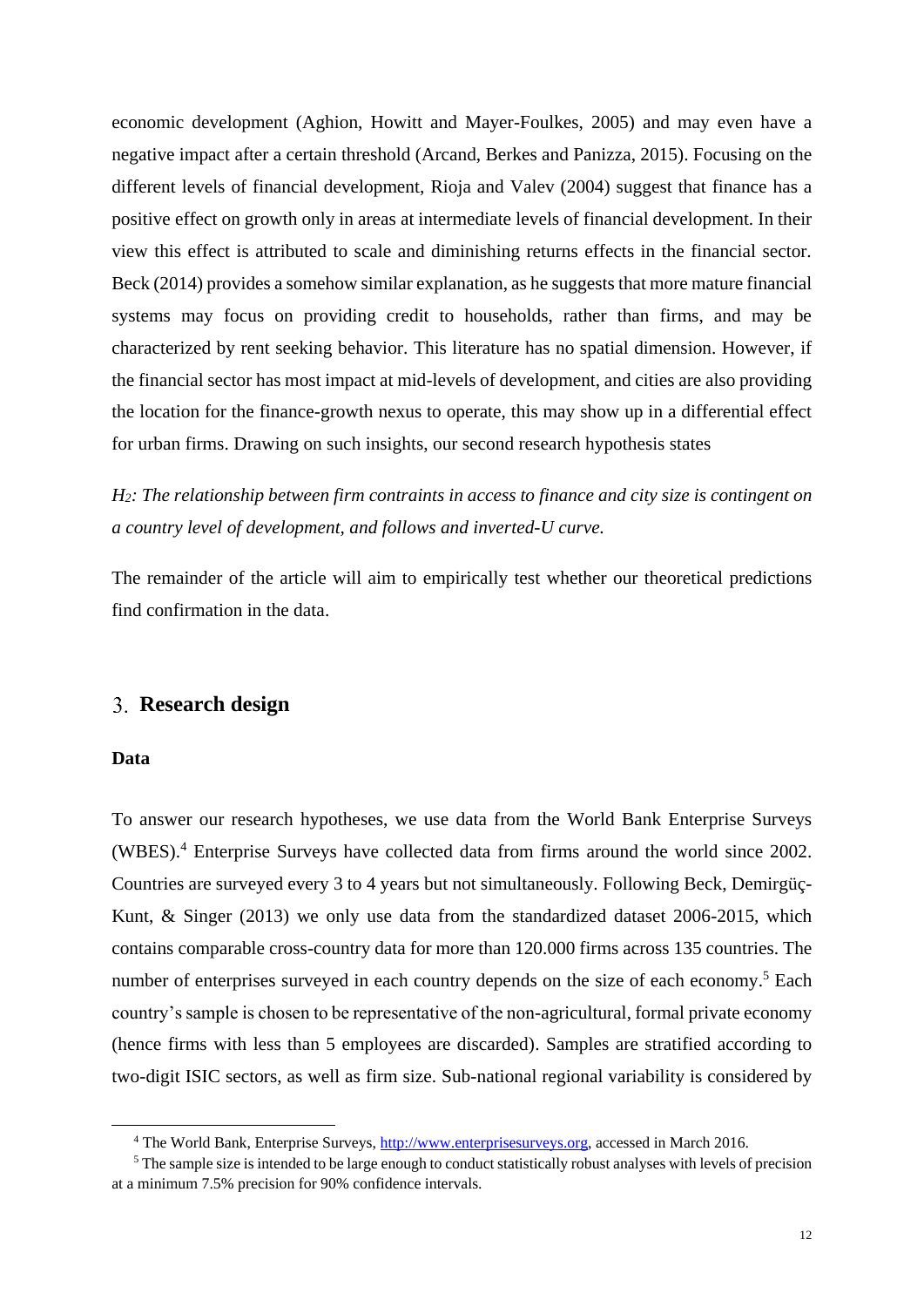economic development (Aghion, Howitt and Mayer-Foulkes, 2005) and may even have a negative impact after a certain threshold (Arcand, Berkes and Panizza, 2015). Focusing on the different levels of financial development, Rioja and Valev (2004) suggest that finance has a positive effect on growth only in areas at intermediate levels of financial development. In their view this effect is attributed to scale and diminishing returns effects in the financial sector. Beck (2014) provides a somehow similar explanation, as he suggests that more mature financial systems may focus on providing credit to households, rather than firms, and may be characterized by rent seeking behavior. This literature has no spatial dimension. However, if the financial sector has most impact at mid-levels of development, and cities are also providing the location for the finance-growth nexus to operate, this may show up in a differential effect for urban firms. Drawing on such insights, our second research hypothesis states

*$H_2$: The relationship between firm contraints in access to finance and city size is contingent on a country level of development, and follows and inverted-U curve.*

The remainder of the article will aim to empirically test whether our theoretical predictions find confirmation in the data.

## 3. Research design

### Data

To answer our research hypotheses, we use data from the World Bank Enterprise Surveys (WBES).[4] Enterprise Surveys have collected data from firms around the world since 2002. Countries are surveyed every 3 to 4 years but not simultaneously. Following Beck, Demirgüç-Kunt, & Singer (2013) we only use data from the standardized dataset 2006-2015, which contains comparable cross-country data for more than 120.000 firms across 135 countries. The number of enterprises surveyed in each country depends on the size of each economy.[5] Each country's sample is chosen to be representative of the non-agricultural, formal private economy (hence firms with less than 5 employees are discarded). Samples are stratified according to two-digit ISIC sectors, as well as firm size. Sub-national regional variability is considered by

[4] The World Bank, Enterprise Surveys, http://www.enterprisesurveys.org, accessed in March 2016.

[5] The sample size is intended to be large enough to conduct statistically robust analyses with levels of precision at a minimum 7.5% precision for 90% confidence intervals.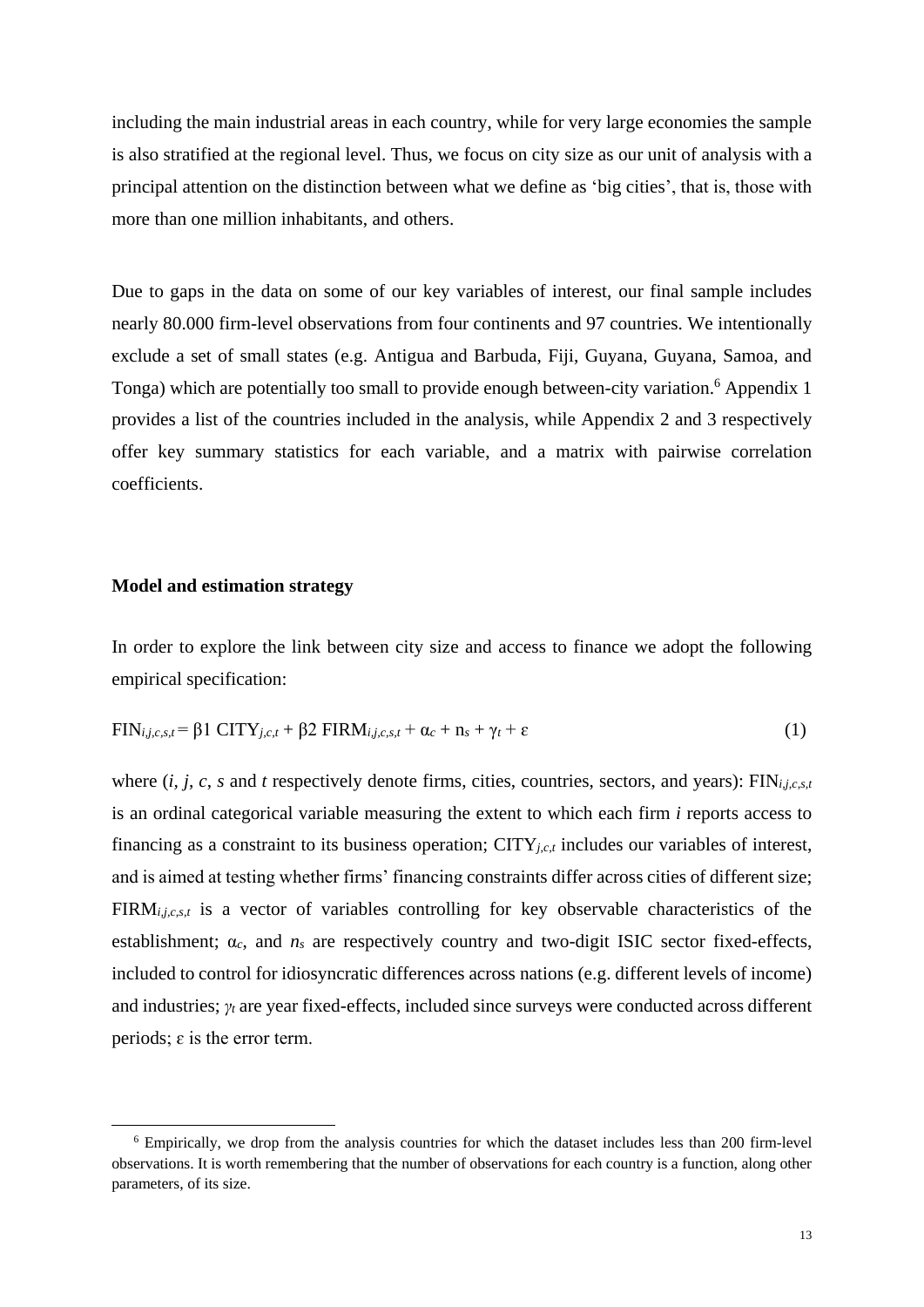including the main industrial areas in each country, while for very large economies the sample is also stratified at the regional level. Thus, we focus on city size as our unit of analysis with a principal attention on the distinction between what we define as 'big cities', that is, those with more than one million inhabitants, and others.

Due to gaps in the data on some of our key variables of interest, our final sample includes nearly 80.000 firm-level observations from four continents and 97 countries. We intentionally exclude a set of small states (e.g. Antigua and Barbuda, Fiji, Guyana, Guyana, Samoa, and Tonga) which are potentially too small to provide enough between-city variation.[6] Appendix 1 provides a list of the countries included in the analysis, while Appendix 2 and 3 respectively offer key summary statistics for each variable, and a matrix with pairwise correlation coefficients.

**Model and estimation strategy**

In order to explore the link between city size and access to finance we adopt the following empirical specification:

$$FIN_{i,j,c,s,t} = \beta 1 \; CITY_{j,c,t} + \beta 2 \; FIRM_{i,j,c,s,t} + \alpha_c + n_s + \gamma_t + \varepsilon \qquad (1)$$

where ($i$, $j$, $c$, $s$ and $t$ respectively denote firms, cities, countries, sectors, and years): $FIN_{i,j,c,s,t}$ is an ordinal categorical variable measuring the extent to which each firm $i$ reports access to financing as a constraint to its business operation; $CITY_{j,c,t}$ includes our variables of interest, and is aimed at testing whether firms' financing constraints differ across cities of different size; $FIRM_{i,j,c,s,t}$ is a vector of variables controlling for key observable characteristics of the establishment; $\alpha_c$, and $n_s$ are respectively country and two-digit ISIC sector fixed-effects, included to control for idiosyncratic differences across nations (e.g. different levels of income) and industries; $\gamma_t$ are year fixed-effects, included since surveys were conducted across different periods; $\varepsilon$ is the error term.

[6] Empirically, we drop from the analysis countries for which the dataset includes less than 200 firm-level observations. It is worth remembering that the number of observations for each country is a function, along other parameters, of its size.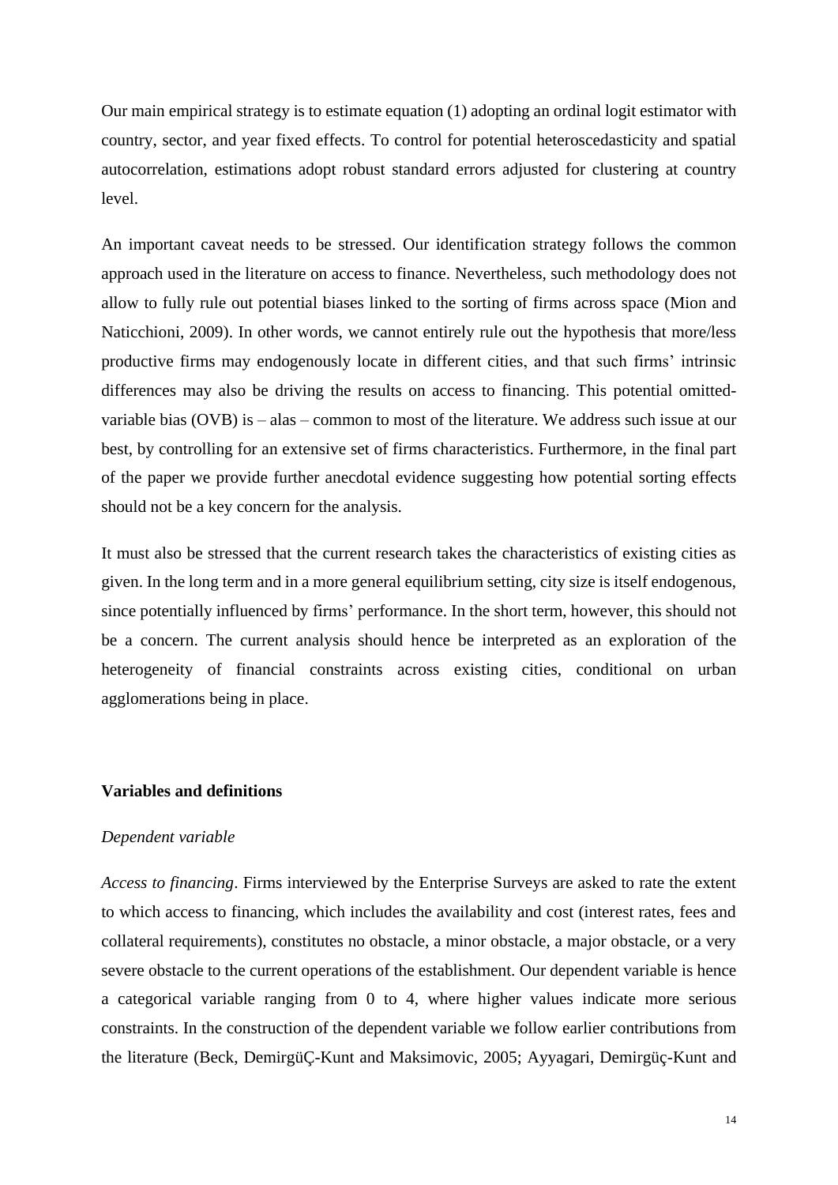Our main empirical strategy is to estimate equation (1) adopting an ordinal logit estimator with country, sector, and year fixed effects. To control for potential heteroscedasticity and spatial autocorrelation, estimations adopt robust standard errors adjusted for clustering at country level.

An important caveat needs to be stressed. Our identification strategy follows the common approach used in the literature on access to finance. Nevertheless, such methodology does not allow to fully rule out potential biases linked to the sorting of firms across space (Mion and Naticchioni, 2009). In other words, we cannot entirely rule out the hypothesis that more/less productive firms may endogenously locate in different cities, and that such firms' intrinsic differences may also be driving the results on access to financing. This potential omitted-variable bias (OVB) is – alas – common to most of the literature. We address such issue at our best, by controlling for an extensive set of firms characteristics. Furthermore, in the final part of the paper we provide further anecdotal evidence suggesting how potential sorting effects should not be a key concern for the analysis.

It must also be stressed that the current research takes the characteristics of existing cities as given. In the long term and in a more general equilibrium setting, city size is itself endogenous, since potentially influenced by firms' performance. In the short term, however, this should not be a concern. The current analysis should hence be interpreted as an exploration of the heterogeneity of financial constraints across existing cities, conditional on urban agglomerations being in place.

**Variables and definitions**

*Dependent variable*

*Access to financing*. Firms interviewed by the Enterprise Surveys are asked to rate the extent to which access to financing, which includes the availability and cost (interest rates, fees and collateral requirements), constitutes no obstacle, a minor obstacle, a major obstacle, or a very severe obstacle to the current operations of the establishment. Our dependent variable is hence a categorical variable ranging from 0 to 4, where higher values indicate more serious constraints. In the construction of the dependent variable we follow earlier contributions from the literature (Beck, DemirgüÇ-Kunt and Maksimovic, 2005; Ayyagari, Demirgüç-Kunt and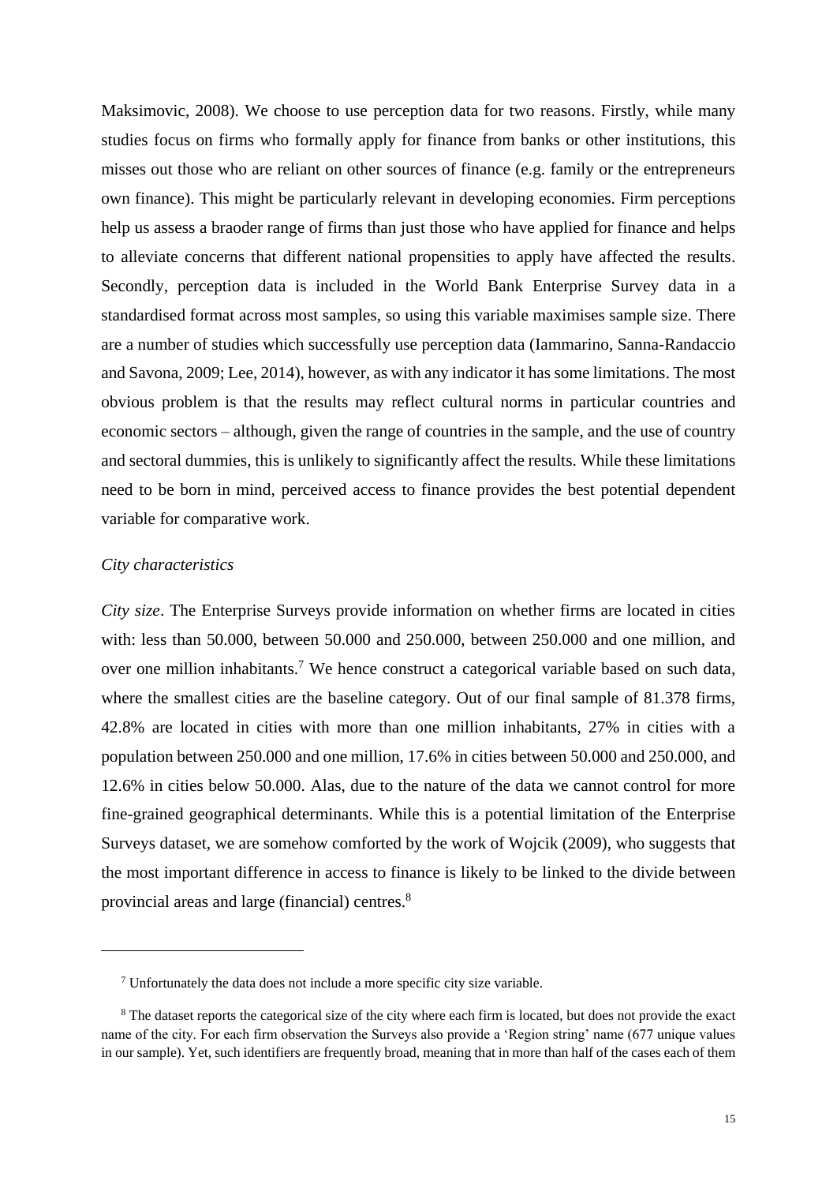Maksimovic, 2008). We choose to use perception data for two reasons. Firstly, while many studies focus on firms who formally apply for finance from banks or other institutions, this misses out those who are reliant on other sources of finance (e.g. family or the entrepreneurs own finance). This might be particularly relevant in developing economies. Firm perceptions help us assess a braoder range of firms than just those who have applied for finance and helps to alleviate concerns that different national propensities to apply have affected the results. Secondly, perception data is included in the World Bank Enterprise Survey data in a standardised format across most samples, so using this variable maximises sample size. There are a number of studies which successfully use perception data (Iammarino, Sanna-Randaccio and Savona, 2009; Lee, 2014), however, as with any indicator it has some limitations. The most obvious problem is that the results may reflect cultural norms in particular countries and economic sectors – although, given the range of countries in the sample, and the use of country and sectoral dummies, this is unlikely to significantly affect the results. While these limitations need to be born in mind, perceived access to finance provides the best potential dependent variable for comparative work.

*City characteristics*

*City size*. The Enterprise Surveys provide information on whether firms are located in cities with: less than 50.000, between 50.000 and 250.000, between 250.000 and one million, and over one million inhabitants.[7] We hence construct a categorical variable based on such data, where the smallest cities are the baseline category. Out of our final sample of 81.378 firms, 42.8% are located in cities with more than one million inhabitants, 27% in cities with a population between 250.000 and one million, 17.6% in cities between 50.000 and 250.000, and 12.6% in cities below 50.000. Alas, due to the nature of the data we cannot control for more fine-grained geographical determinants. While this is a potential limitation of the Enterprise Surveys dataset, we are somehow comforted by the work of Wojcik (2009), who suggests that the most important difference in access to finance is likely to be linked to the divide between provincial areas and large (financial) centres.[8]

---

[7] Unfortunately the data does not include a more specific city size variable.

[8] The dataset reports the categorical size of the city where each firm is located, but does not provide the exact name of the city. For each firm observation the Surveys also provide a 'Region string' name (677 unique values in our sample). Yet, such identifiers are frequently broad, meaning that in more than half of the cases each of them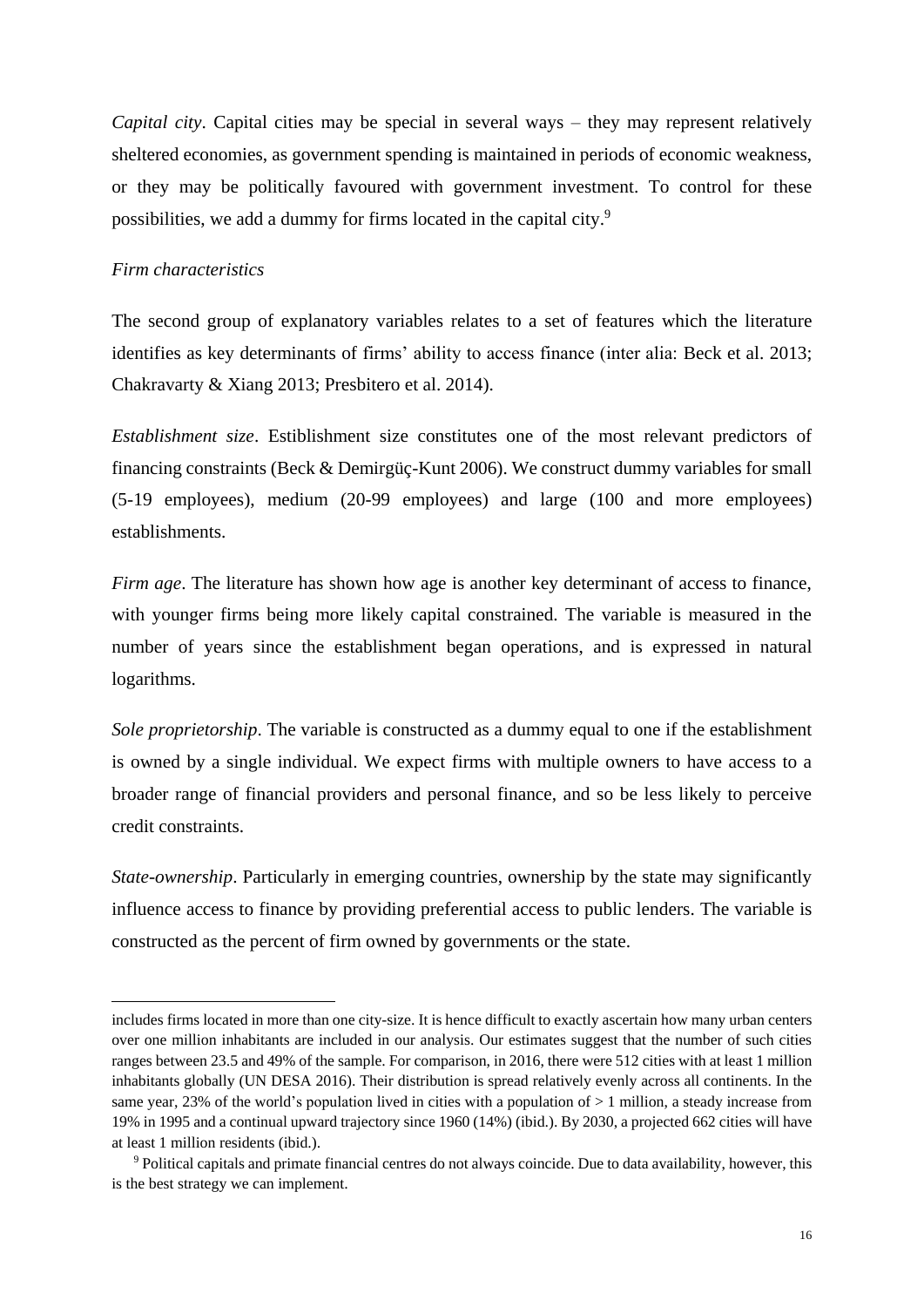*Capital city*. Capital cities may be special in several ways – they may represent relatively sheltered economies, as government spending is maintained in periods of economic weakness, or they may be politically favoured with government investment. To control for these possibilities, we add a dummy for firms located in the capital city.[9]

*Firm characteristics*

The second group of explanatory variables relates to a set of features which the literature identifies as key determinants of firms' ability to access finance (inter alia: Beck et al. 2013; Chakravarty & Xiang 2013; Presbitero et al. 2014).

*Establishment size*. Estiblishment size constitutes one of the most relevant predictors of financing constraints (Beck & Demirgüç-Kunt 2006). We construct dummy variables for small (5-19 employees), medium (20-99 employees) and large (100 and more employees) establishments.

*Firm age*. The literature has shown how age is another key determinant of access to finance, with younger firms being more likely capital constrained. The variable is measured in the number of years since the establishment began operations, and is expressed in natural logarithms.

*Sole proprietorship*. The variable is constructed as a dummy equal to one if the establishment is owned by a single individual. We expect firms with multiple owners to have access to a broader range of financial providers and personal finance, and so be less likely to perceive credit constraints.

*State-ownership*. Particularly in emerging countries, ownership by the state may significantly influence access to finance by providing preferential access to public lenders. The variable is constructed as the percent of firm owned by governments or the state.

---

includes firms located in more than one city-size. It is hence difficult to exactly ascertain how many urban centers over one million inhabitants are included in our analysis. Our estimates suggest that the number of such cities ranges between 23.5 and 49% of the sample. For comparison, in 2016, there were 512 cities with at least 1 million inhabitants globally (UN DESA 2016). Their distribution is spread relatively evenly across all continents. In the same year, 23% of the world's population lived in cities with a population of > 1 million, a steady increase from 19% in 1995 and a continual upward trajectory since 1960 (14%) (ibid.). By 2030, a projected 662 cities will have at least 1 million residents (ibid.).

[9] Political capitals and primate financial centres do not always coincide. Due to data availability, however, this is the best strategy we can implement.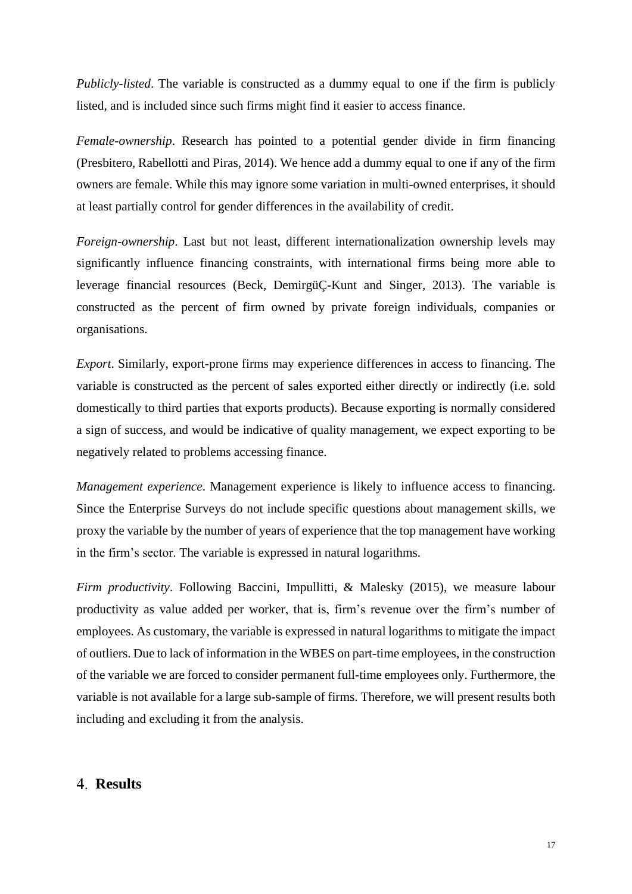*Publicly-listed*. The variable is constructed as a dummy equal to one if the firm is publicly listed, and is included since such firms might find it easier to access finance.

*Female-ownership*. Research has pointed to a potential gender divide in firm financing (Presbitero, Rabellotti and Piras, 2014). We hence add a dummy equal to one if any of the firm owners are female. While this may ignore some variation in multi-owned enterprises, it should at least partially control for gender differences in the availability of credit.

*Foreign-ownership*. Last but not least, different internationalization ownership levels may significantly influence financing constraints, with international firms being more able to leverage financial resources (Beck, DemirgüÇ-Kunt and Singer, 2013). The variable is constructed as the percent of firm owned by private foreign individuals, companies or organisations.

*Export*. Similarly, export-prone firms may experience differences in access to financing. The variable is constructed as the percent of sales exported either directly or indirectly (i.e. sold domestically to third parties that exports products). Because exporting is normally considered a sign of success, and would be indicative of quality management, we expect exporting to be negatively related to problems accessing finance.

*Management experience*. Management experience is likely to influence access to financing. Since the Enterprise Surveys do not include specific questions about management skills, we proxy the variable by the number of years of experience that the top management have working in the firm's sector. The variable is expressed in natural logarithms.

*Firm productivity*. Following Baccini, Impullitti, & Malesky (2015), we measure labour productivity as value added per worker, that is, firm's revenue over the firm's number of employees. As customary, the variable is expressed in natural logarithms to mitigate the impact of outliers. Due to lack of information in the WBES on part-time employees, in the construction of the variable we are forced to consider permanent full-time employees only. Furthermore, the variable is not available for a large sub-sample of firms. Therefore, we will present results both including and excluding it from the analysis.

# 4. Results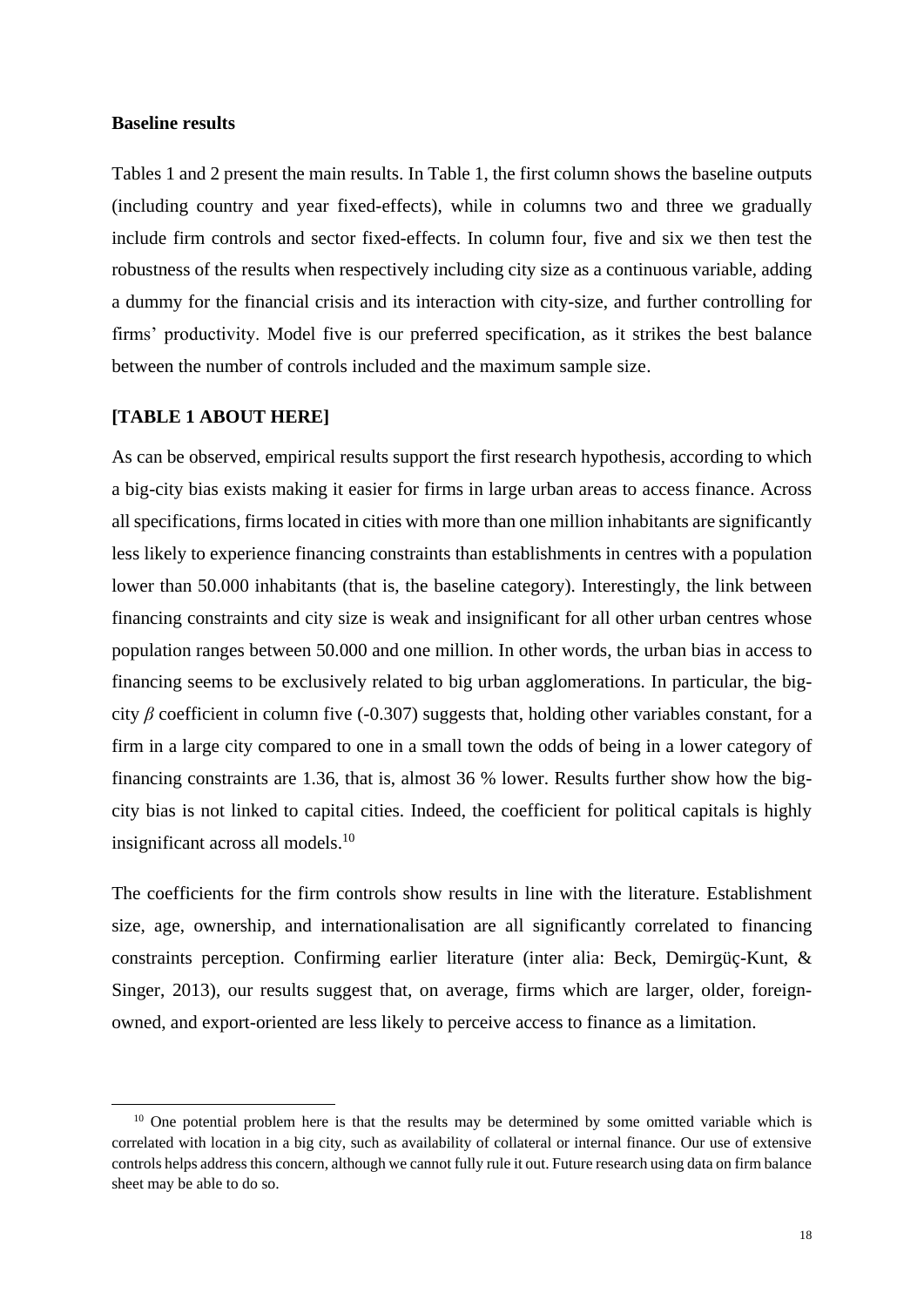**Baseline results**

Tables 1 and 2 present the main results. In Table 1, the first column shows the baseline outputs (including country and year fixed-effects), while in columns two and three we gradually include firm controls and sector fixed-effects. In column four, five and six we then test the robustness of the results when respectively including city size as a continuous variable, adding a dummy for the financial crisis and its interaction with city-size, and further controlling for firms' productivity. Model five is our preferred specification, as it strikes the best balance between the number of controls included and the maximum sample size.

**[TABLE 1 ABOUT HERE]**

As can be observed, empirical results support the first research hypothesis, according to which a big-city bias exists making it easier for firms in large urban areas to access finance. Across all specifications, firms located in cities with more than one million inhabitants are significantly less likely to experience financing constraints than establishments in centres with a population lower than 50.000 inhabitants (that is, the baseline category). Interestingly, the link between financing constraints and city size is weak and insignificant for all other urban centres whose population ranges between 50.000 and one million. In other words, the urban bias in access to financing seems to be exclusively related to big urban agglomerations. In particular, the big-city $\beta$ coefficient in column five (-0.307) suggests that, holding other variables constant, for a firm in a large city compared to one in a small town the odds of being in a lower category of financing constraints are 1.36, that is, almost 36 % lower. Results further show how the big-city bias is not linked to capital cities. Indeed, the coefficient for political capitals is highly insignificant across all models.[10]

The coefficients for the firm controls show results in line with the literature. Establishment size, age, ownership, and internationalisation are all significantly correlated to financing constraints perception. Confirming earlier literature (inter alia: Beck, Demirgüç-Kunt, & Singer, 2013), our results suggest that, on average, firms which are larger, older, foreign-owned, and export-oriented are less likely to perceive access to finance as a limitation.

[10] One potential problem here is that the results may be determined by some omitted variable which is correlated with location in a big city, such as availability of collateral or internal finance. Our use of extensive controls helps address this concern, although we cannot fully rule it out. Future research using data on firm balance sheet may be able to do so.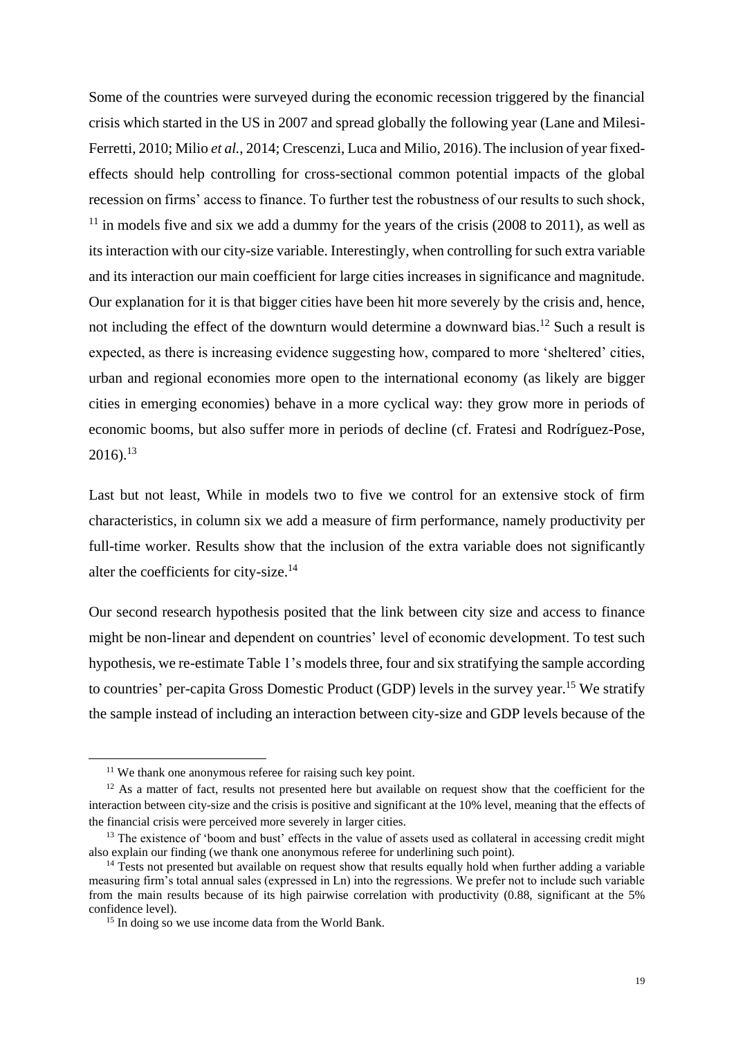Some of the countries were surveyed during the economic recession triggered by the financial crisis which started in the US in 2007 and spread globally the following year (Lane and Milesi-Ferretti, 2010; Milio *et al.*, 2014; Crescenzi, Luca and Milio, 2016). The inclusion of year fixed-effects should help controlling for cross-sectional common potential impacts of the global recession on firms' access to finance. To further test the robustness of our results to such shock, [11] in models five and six we add a dummy for the years of the crisis (2008 to 2011), as well as its interaction with our city-size variable. Interestingly, when controlling for such extra variable and its interaction our main coefficient for large cities increases in significance and magnitude. Our explanation for it is that bigger cities have been hit more severely by the crisis and, hence, not including the effect of the downturn would determine a downward bias.[12] Such a result is expected, as there is increasing evidence suggesting how, compared to more 'sheltered' cities, urban and regional economies more open to the international economy (as likely are bigger cities in emerging economies) behave in a more cyclical way: they grow more in periods of economic booms, but also suffer more in periods of decline (cf. Fratesi and Rodríguez-Pose, 2016).[13]

Last but not least, While in models two to five we control for an extensive stock of firm characteristics, in column six we add a measure of firm performance, namely productivity per full-time worker. Results show that the inclusion of the extra variable does not significantly alter the coefficients for city-size.[14]

Our second research hypothesis posited that the link between city size and access to finance might be non-linear and dependent on countries' level of economic development. To test such hypothesis, we re-estimate Table 1's models three, four and six stratifying the sample according to countries' per-capita Gross Domestic Product (GDP) levels in the survey year.[15] We stratify the sample instead of including an interaction between city-size and GDP levels because of the

---

[11] We thank one anonymous referee for raising such key point.

[12] As a matter of fact, results not presented here but available on request show that the coefficient for the interaction between city-size and the crisis is positive and significant at the 10% level, meaning that the effects of the financial crisis were perceived more severely in larger cities.

[13] The existence of 'boom and bust' effects in the value of assets used as collateral in accessing credit might also explain our finding (we thank one anonymous referee for underlining such point).

[14] Tests not presented but available on request show that results equally hold when further adding a variable measuring firm's total annual sales (expressed in Ln) into the regressions. We prefer not to include such variable from the main results because of its high pairwise correlation with productivity (0.88, significant at the 5% confidence level).

[15] In doing so we use income data from the World Bank.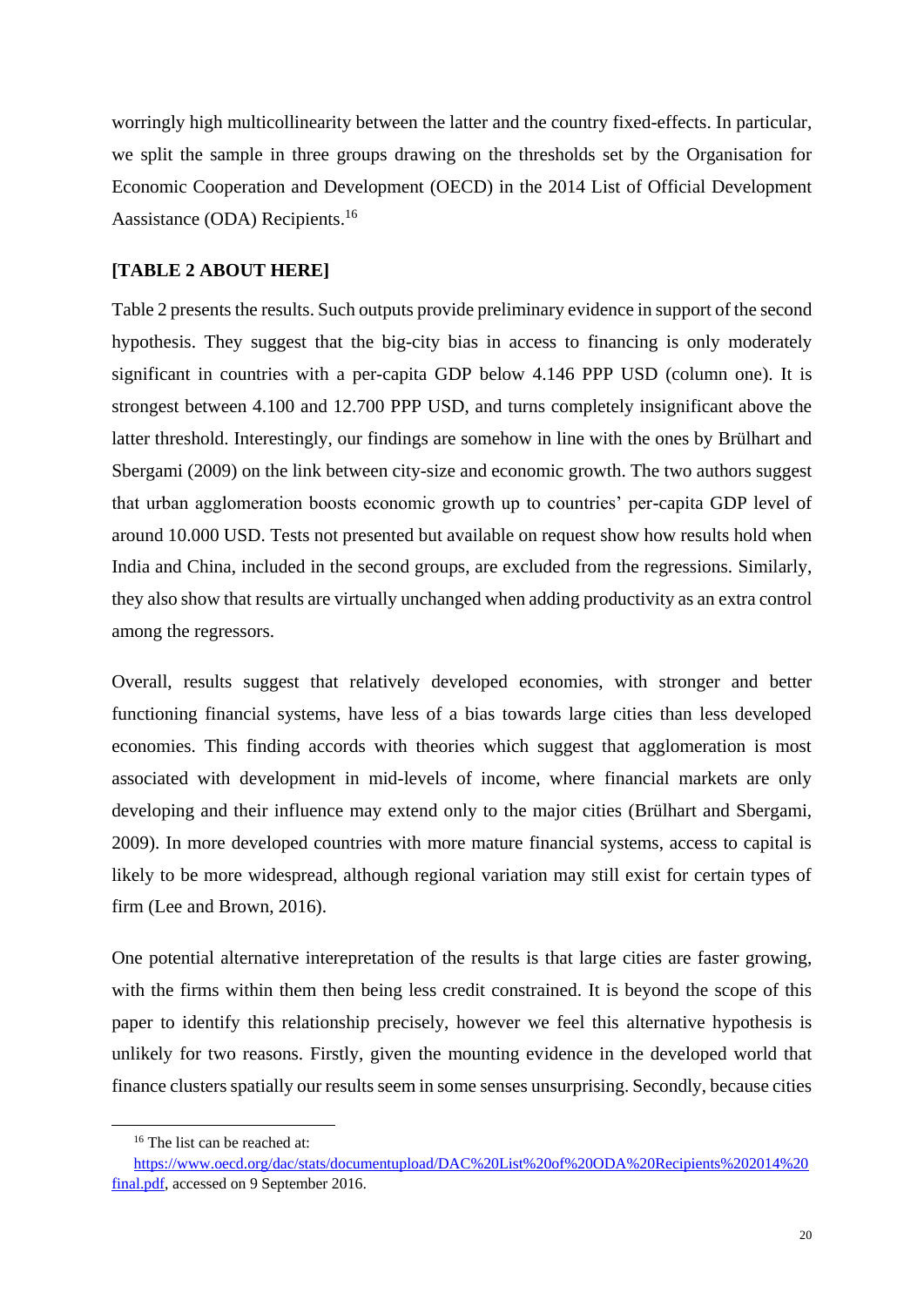worringly high multicollinearity between the latter and the country fixed-effects. In particular, we split the sample in three groups drawing on the thresholds set by the Organisation for Economic Cooperation and Development (OECD) in the 2014 List of Official Development Aassistance (ODA) Recipients.[16]

**[TABLE 2 ABOUT HERE]**

Table 2 presents the results. Such outputs provide preliminary evidence in support of the second hypothesis. They suggest that the big-city bias in access to financing is only moderately significant in countries with a per-capita GDP below 4.146 PPP USD (column one). It is strongest between 4.100 and 12.700 PPP USD, and turns completely insignificant above the latter threshold. Interestingly, our findings are somehow in line with the ones by Brülhart and Sbergami (2009) on the link between city-size and economic growth. The two authors suggest that urban agglomeration boosts economic growth up to countries' per-capita GDP level of around 10.000 USD. Tests not presented but available on request show how results hold when India and China, included in the second groups, are excluded from the regressions. Similarly, they also show that results are virtually unchanged when adding productivity as an extra control among the regressors.

Overall, results suggest that relatively developed economies, with stronger and better functioning financial systems, have less of a bias towards large cities than less developed economies. This finding accords with theories which suggest that agglomeration is most associated with development in mid-levels of income, where financial markets are only developing and their influence may extend only to the major cities (Brülhart and Sbergami, 2009). In more developed countries with more mature financial systems, access to capital is likely to be more widespread, although regional variation may still exist for certain types of firm (Lee and Brown, 2016).

One potential alternative interepretation of the results is that large cities are faster growing, with the firms within them then being less credit constrained. It is beyond the scope of this paper to identify this relationship precisely, however we feel this alternative hypothesis is unlikely for two reasons. Firstly, given the mounting evidence in the developed world that finance clusters spatially our results seem in some senses unsurprising. Secondly, because cities

---

[16] The list can be reached at: https://www.oecd.org/dac/stats/documentupload/DAC%20List%20of%20ODA%20Recipients%202014%20final.pdf, accessed on 9 September 2016.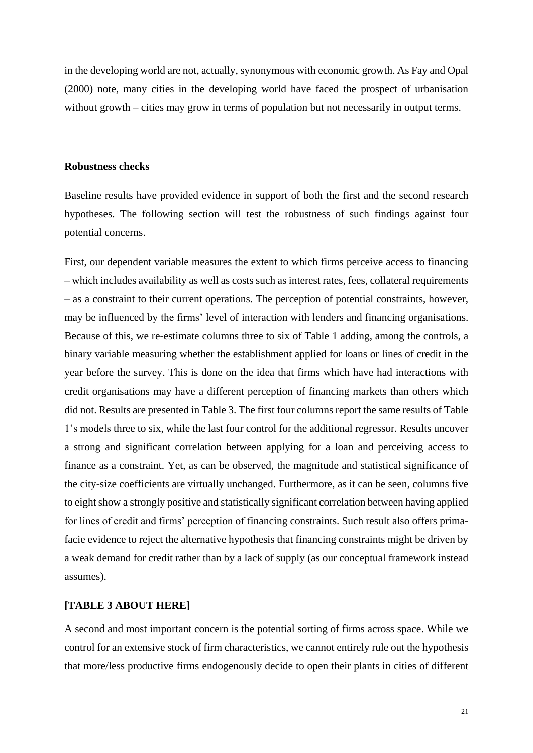in the developing world are not, actually, synonymous with economic growth. As Fay and Opal (2000) note, many cities in the developing world have faced the prospect of urbanisation without growth – cities may grow in terms of population but not necessarily in output terms.

**Robustness checks**

Baseline results have provided evidence in support of both the first and the second research hypotheses. The following section will test the robustness of such findings against four potential concerns.

First, our dependent variable measures the extent to which firms perceive access to financing – which includes availability as well as costs such as interest rates, fees, collateral requirements – as a constraint to their current operations. The perception of potential constraints, however, may be influenced by the firms' level of interaction with lenders and financing organisations. Because of this, we re-estimate columns three to six of Table 1 adding, among the controls, a binary variable measuring whether the establishment applied for loans or lines of credit in the year before the survey. This is done on the idea that firms which have had interactions with credit organisations may have a different perception of financing markets than others which did not. Results are presented in Table 3. The first four columns report the same results of Table 1's models three to six, while the last four control for the additional regressor. Results uncover a strong and significant correlation between applying for a loan and perceiving access to finance as a constraint. Yet, as can be observed, the magnitude and statistical significance of the city-size coefficients are virtually unchanged. Furthermore, as it can be seen, columns five to eight show a strongly positive and statistically significant correlation between having applied for lines of credit and firms' perception of financing constraints. Such result also offers prima-facie evidence to reject the alternative hypothesis that financing constraints might be driven by a weak demand for credit rather than by a lack of supply (as our conceptual framework instead assumes).

**[TABLE 3 ABOUT HERE]**

A second and most important concern is the potential sorting of firms across space. While we control for an extensive stock of firm characteristics, we cannot entirely rule out the hypothesis that more/less productive firms endogenously decide to open their plants in cities of different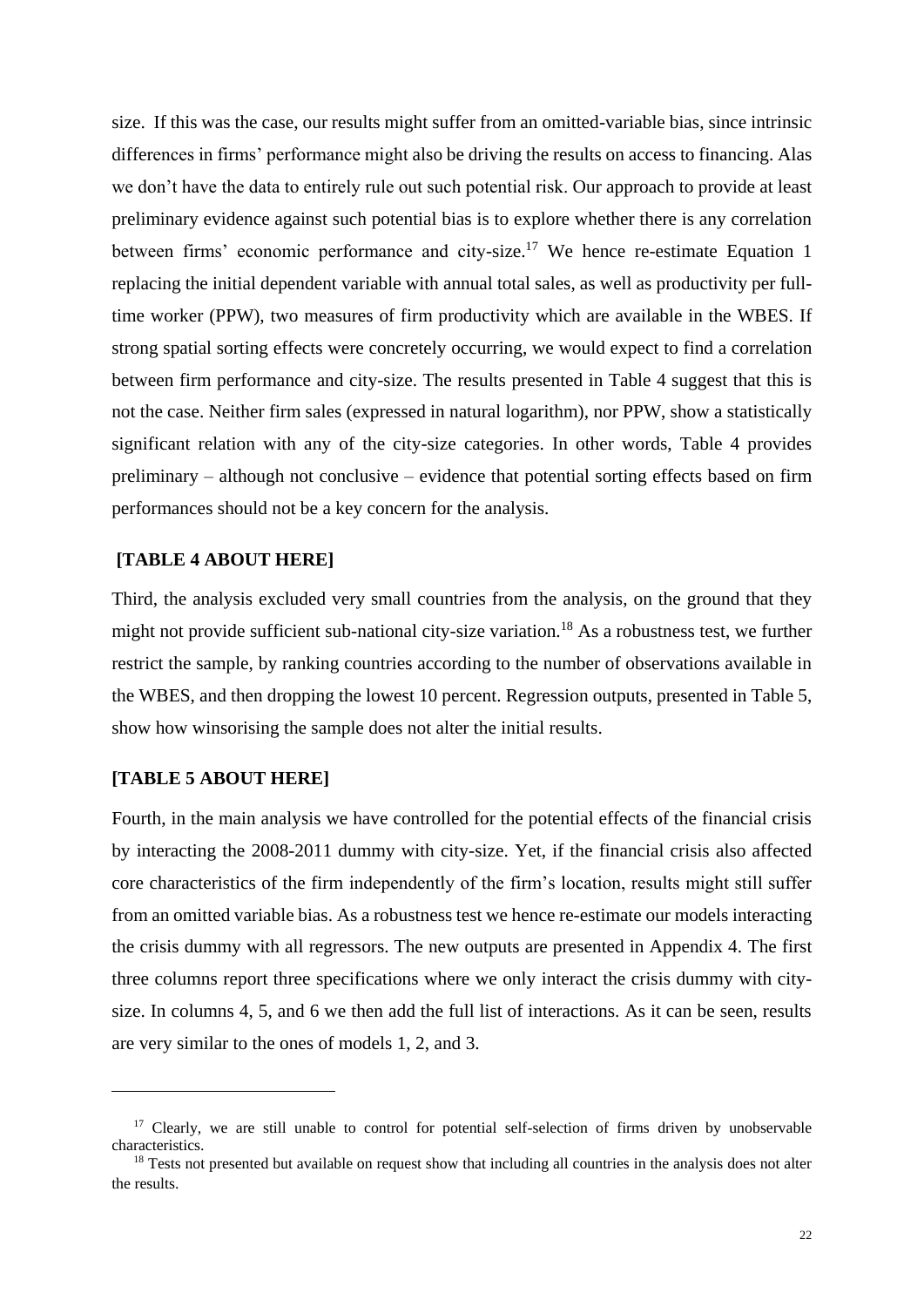size. If this was the case, our results might suffer from an omitted-variable bias, since intrinsic differences in firms' performance might also be driving the results on access to financing. Alas we don't have the data to entirely rule out such potential risk. Our approach to provide at least preliminary evidence against such potential bias is to explore whether there is any correlation between firms' economic performance and city-size.[17] We hence re-estimate Equation 1 replacing the initial dependent variable with annual total sales, as well as productivity per full-time worker (PPW), two measures of firm productivity which are available in the WBES. If strong spatial sorting effects were concretely occurring, we would expect to find a correlation between firm performance and city-size. The results presented in Table 4 suggest that this is not the case. Neither firm sales (expressed in natural logarithm), nor PPW, show a statistically significant relation with any of the city-size categories. In other words, Table 4 provides preliminary – although not conclusive – evidence that potential sorting effects based on firm performances should not be a key concern for the analysis.

**[TABLE 4 ABOUT HERE]**

Third, the analysis excluded very small countries from the analysis, on the ground that they might not provide sufficient sub-national city-size variation.[18] As a robustness test, we further restrict the sample, by ranking countries according to the number of observations available in the WBES, and then dropping the lowest 10 percent. Regression outputs, presented in Table 5, show how winsorising the sample does not alter the initial results.

**[TABLE 5 ABOUT HERE]**

Fourth, in the main analysis we have controlled for the potential effects of the financial crisis by interacting the 2008-2011 dummy with city-size. Yet, if the financial crisis also affected core characteristics of the firm independently of the firm's location, results might still suffer from an omitted variable bias. As a robustness test we hence re-estimate our models interacting the crisis dummy with all regressors. The new outputs are presented in Appendix 4. The first three columns report three specifications where we only interact the crisis dummy with city-size. In columns 4, 5, and 6 we then add the full list of interactions. As it can be seen, results are very similar to the ones of models 1, 2, and 3.

---

[17] Clearly, we are still unable to control for potential self-selection of firms driven by unobservable characteristics.

[18] Tests not presented but available on request show that including all countries in the analysis does not alter the results.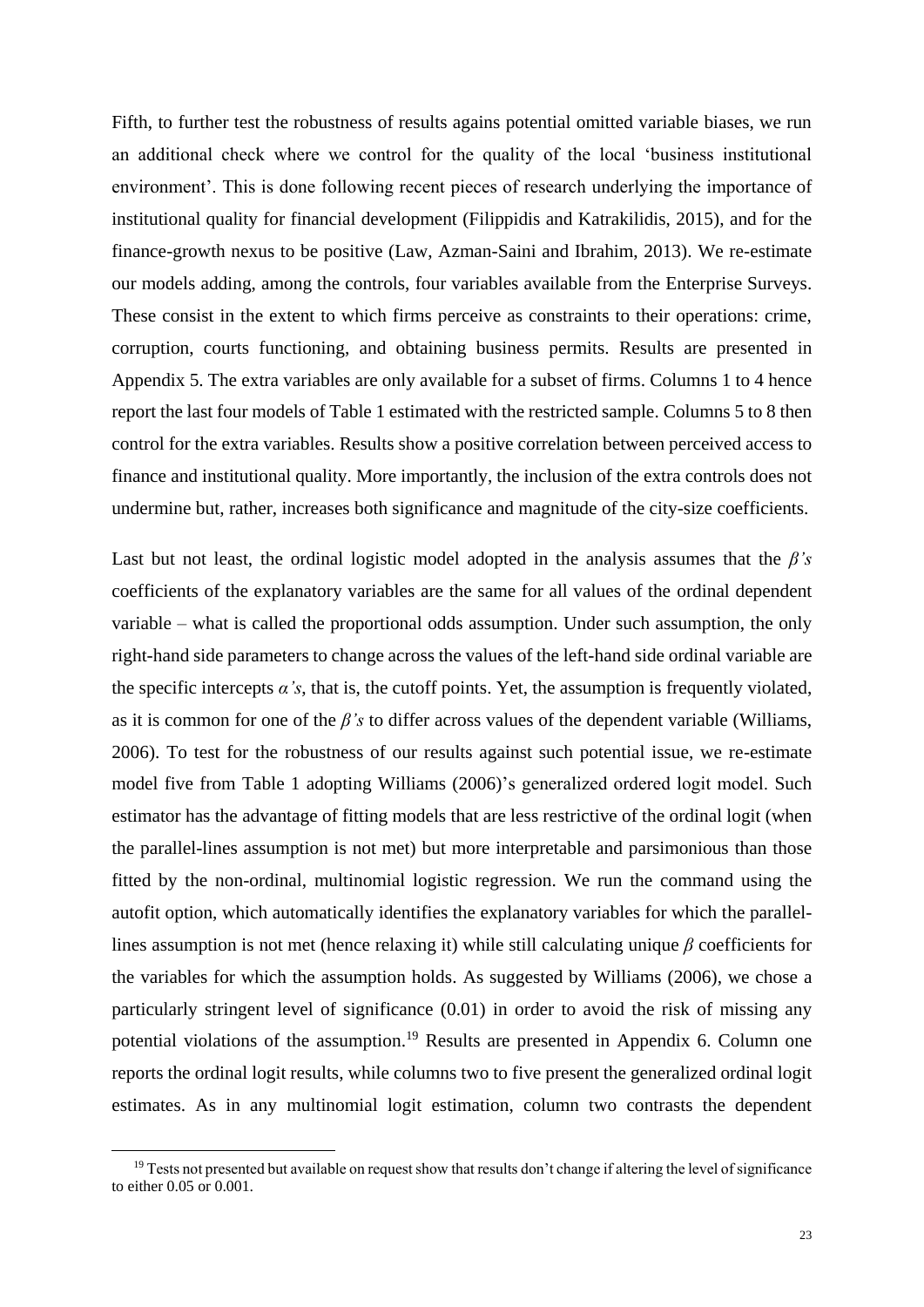Fifth, to further test the robustness of results agains potential omitted variable biases, we run an additional check where we control for the quality of the local 'business institutional environment'. This is done following recent pieces of research underlying the importance of institutional quality for financial development (Filippidis and Katrakilidis, 2015), and for the finance-growth nexus to be positive (Law, Azman-Saini and Ibrahim, 2013). We re-estimate our models adding, among the controls, four variables available from the Enterprise Surveys. These consist in the extent to which firms perceive as constraints to their operations: crime, corruption, courts functioning, and obtaining business permits. Results are presented in Appendix 5. The extra variables are only available for a subset of firms. Columns 1 to 4 hence report the last four models of Table 1 estimated with the restricted sample. Columns 5 to 8 then control for the extra variables. Results show a positive correlation between perceived access to finance and institutional quality. More importantly, the inclusion of the extra controls does not undermine but, rather, increases both significance and magnitude of the city-size coefficients.

Last but not least, the ordinal logistic model adopted in the analysis assumes that the *β's* coefficients of the explanatory variables are the same for all values of the ordinal dependent variable – what is called the proportional odds assumption. Under such assumption, the only right-hand side parameters to change across the values of the left-hand side ordinal variable are the specific intercepts *α's*, that is, the cutoff points. Yet, the assumption is frequently violated, as it is common for one of the *β's* to differ across values of the dependent variable (Williams, 2006). To test for the robustness of our results against such potential issue, we re-estimate model five from Table 1 adopting Williams (2006)'s generalized ordered logit model. Such estimator has the advantage of fitting models that are less restrictive of the ordinal logit (when the parallel-lines assumption is not met) but more interpretable and parsimonious than those fitted by the non-ordinal, multinomial logistic regression. We run the command using the autofit option, which automatically identifies the explanatory variables for which the parallel-lines assumption is not met (hence relaxing it) while still calculating unique *β* coefficients for the variables for which the assumption holds. As suggested by Williams (2006), we chose a particularly stringent level of significance (0.01) in order to avoid the risk of missing any potential violations of the assumption.[19] Results are presented in Appendix 6. Column one reports the ordinal logit results, while columns two to five present the generalized ordinal logit estimates. As in any multinomial logit estimation, column two contrasts the dependent

[19] Tests not presented but available on request show that results don't change if altering the level of significance to either 0.05 or 0.001.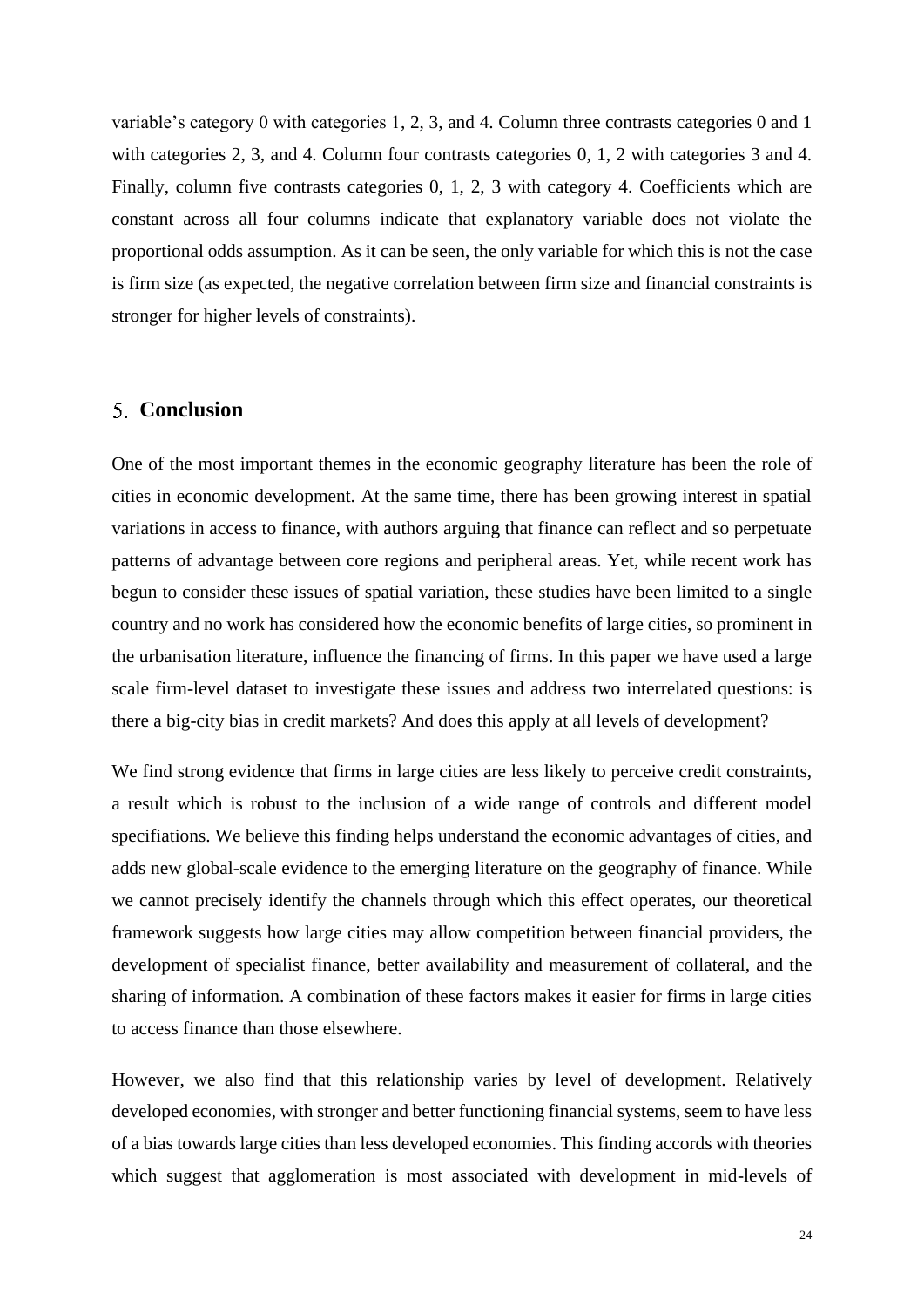variable's category 0 with categories 1, 2, 3, and 4. Column three contrasts categories 0 and 1 with categories 2, 3, and 4. Column four contrasts categories 0, 1, 2 with categories 3 and 4. Finally, column five contrasts categories 0, 1, 2, 3 with category 4. Coefficients which are constant across all four columns indicate that explanatory variable does not violate the proportional odds assumption. As it can be seen, the only variable for which this is not the case is firm size (as expected, the negative correlation between firm size and financial constraints is stronger for higher levels of constraints).

## 5. Conclusion

One of the most important themes in the economic geography literature has been the role of cities in economic development. At the same time, there has been growing interest in spatial variations in access to finance, with authors arguing that finance can reflect and so perpetuate patterns of advantage between core regions and peripheral areas. Yet, while recent work has begun to consider these issues of spatial variation, these studies have been limited to a single country and no work has considered how the economic benefits of large cities, so prominent in the urbanisation literature, influence the financing of firms. In this paper we have used a large scale firm-level dataset to investigate these issues and address two interrelated questions: is there a big-city bias in credit markets? And does this apply at all levels of development?

We find strong evidence that firms in large cities are less likely to perceive credit constraints, a result which is robust to the inclusion of a wide range of controls and different model specifiations. We believe this finding helps understand the economic advantages of cities, and adds new global-scale evidence to the emerging literature on the geography of finance. While we cannot precisely identify the channels through which this effect operates, our theoretical framework suggests how large cities may allow competition between financial providers, the development of specialist finance, better availability and measurement of collateral, and the sharing of information. A combination of these factors makes it easier for firms in large cities to access finance than those elsewhere.

However, we also find that this relationship varies by level of development. Relatively developed economies, with stronger and better functioning financial systems, seem to have less of a bias towards large cities than less developed economies. This finding accords with theories which suggest that agglomeration is most associated with development in mid-levels of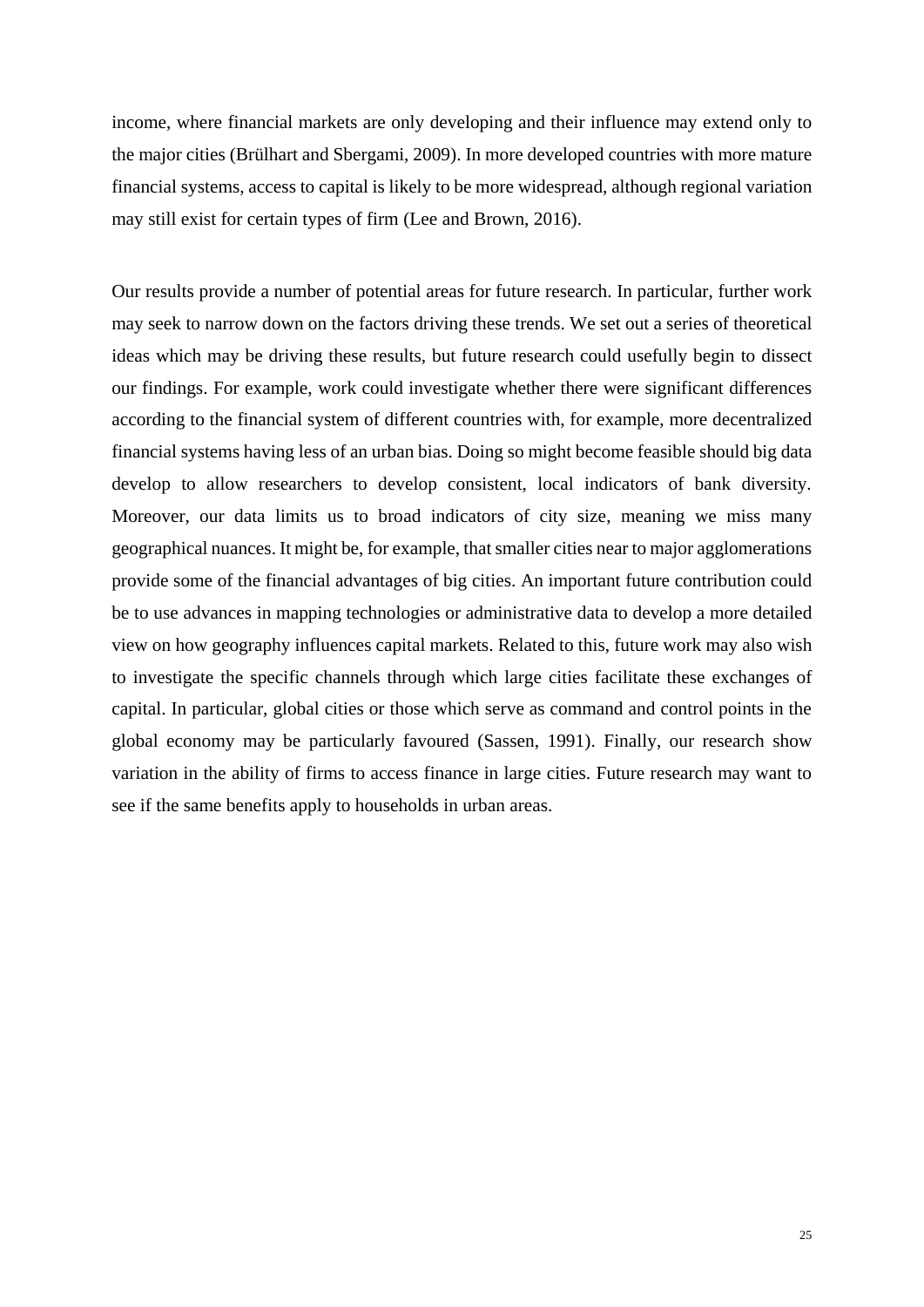income, where financial markets are only developing and their influence may extend only to the major cities (Brülhart and Sbergami, 2009). In more developed countries with more mature financial systems, access to capital is likely to be more widespread, although regional variation may still exist for certain types of firm (Lee and Brown, 2016).

Our results provide a number of potential areas for future research. In particular, further work may seek to narrow down on the factors driving these trends. We set out a series of theoretical ideas which may be driving these results, but future research could usefully begin to dissect our findings. For example, work could investigate whether there were significant differences according to the financial system of different countries with, for example, more decentralized financial systems having less of an urban bias. Doing so might become feasible should big data develop to allow researchers to develop consistent, local indicators of bank diversity. Moreover, our data limits us to broad indicators of city size, meaning we miss many geographical nuances. It might be, for example, that smaller cities near to major agglomerations provide some of the financial advantages of big cities. An important future contribution could be to use advances in mapping technologies or administrative data to develop a more detailed view on how geography influences capital markets. Related to this, future work may also wish to investigate the specific channels through which large cities facilitate these exchanges of capital. In particular, global cities or those which serve as command and control points in the global economy may be particularly favoured (Sassen, 1991). Finally, our research show variation in the ability of firms to access finance in large cities. Future research may want to see if the same benefits apply to households in urban areas.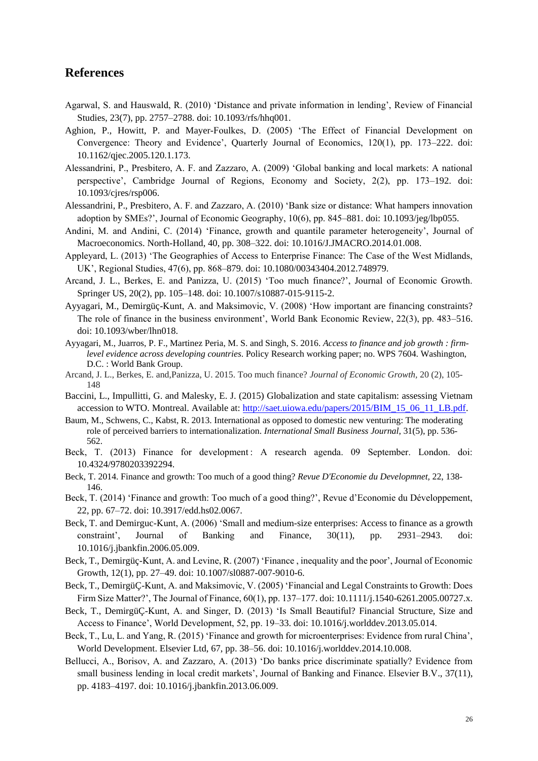## References

Agarwal, S. and Hauswald, R. (2010) 'Distance and private information in lending', Review of Financial Studies, 23(7), pp. 2757–2788. doi: 10.1093/rfs/hhq001.

Aghion, P., Howitt, P. and Mayer-Foulkes, D. (2005) 'The Effect of Financial Development on Convergence: Theory and Evidence', Quarterly Journal of Economics, 120(1), pp. 173–222. doi: 10.1162/qjec.2005.120.1.173.

Alessandrini, P., Presbitero, A. F. and Zazzaro, A. (2009) 'Global banking and local markets: A national perspective', Cambridge Journal of Regions, Economy and Society, 2(2), pp. 173–192. doi: 10.1093/cjres/rsp006.

Alessandrini, P., Presbitero, A. F. and Zazzaro, A. (2010) 'Bank size or distance: What hampers innovation adoption by SMEs?', Journal of Economic Geography, 10(6), pp. 845–881. doi: 10.1093/jeg/lbp055.

Andini, M. and Andini, C. (2014) 'Finance, growth and quantile parameter heterogeneity', Journal of Macroeconomics. North-Holland, 40, pp. 308–322. doi: 10.1016/J.JMACRO.2014.01.008.

Appleyard, L. (2013) 'The Geographies of Access to Enterprise Finance: The Case of the West Midlands, UK', Regional Studies, 47(6), pp. 868–879. doi: 10.1080/00343404.2012.748979.

Arcand, J. L., Berkes, E. and Panizza, U. (2015) 'Too much finance?', Journal of Economic Growth. Springer US, 20(2), pp. 105–148. doi: 10.1007/s10887-015-9115-2.

Ayyagari, M., Demirgüç-Kunt, A. and Maksimovic, V. (2008) 'How important are financing constraints? The role of finance in the business environment', World Bank Economic Review, 22(3), pp. 483–516. doi: 10.1093/wber/lhn018.

Ayyagari, M., Juarros, P. F., Martinez Peria, M. S. and Singh, S. 2016. *Access to finance and job growth : firm-level evidence across developing countries*. Policy Research working paper; no. WPS 7604. Washington, D.C. : World Bank Group.

Arcand, J. L., Berkes, E. and,Panizza, U. 2015. Too much finance? *Journal of Economic Growth*, 20 (2), 105-148

Baccini, L., Impullitti, G. and Malesky, E. J. (2015) Globalization and state capitalism: assessing Vietnam accession to WTO. Montreal. Available at: http://saet.uiowa.edu/papers/2015/BIM_15_06_11_LB.pdf.

Baum, M., Schwens, C., Kabst, R. 2013. International as opposed to domestic new venturing: The moderating role of perceived barriers to internationalization. *International Small Business Journal*, 31(5), pp. 536-562.

Beck, T. (2013) Finance for development : A research agenda. 09 September. London. doi: 10.4324/9780203392294.

Beck, T. 2014. Finance and growth: Too much of a good thing? *Revue D'Economie du Developmnet,* 22, 138-146.

Beck, T. (2014) 'Finance and growth: Too much of a good thing?', Revue d'Economie du Développement, 22, pp. 67–72. doi: 10.3917/edd.hs02.0067.

Beck, T. and Demirguc-Kunt, A. (2006) 'Small and medium-size enterprises: Access to finance as a growth constraint', Journal of Banking and Finance, 30(11), pp. 2931–2943. doi: 10.1016/j.jbankfin.2006.05.009.

Beck, T., Demirgüç-Kunt, A. and Levine, R. (2007) 'Finance , inequality and the poor', Journal of Economic Growth, 12(1), pp. 27–49. doi: 10.1007/sl0887-007-9010-6.

Beck, T., DemirgüÇ-Kunt, A. and Maksimovic, V. (2005) 'Financial and Legal Constraints to Growth: Does Firm Size Matter?', The Journal of Finance, 60(1), pp. 137–177. doi: 10.1111/j.1540-6261.2005.00727.x.

Beck, T., DemirgüÇ-Kunt, A. and Singer, D. (2013) 'Is Small Beautiful? Financial Structure, Size and Access to Finance', World Development, 52, pp. 19–33. doi: 10.1016/j.worlddev.2013.05.014.

Beck, T., Lu, L. and Yang, R. (2015) 'Finance and growth for microenterprises: Evidence from rural China', World Development. Elsevier Ltd, 67, pp. 38–56. doi: 10.1016/j.worlddev.2014.10.008.

Bellucci, A., Borisov, A. and Zazzaro, A. (2013) 'Do banks price discriminate spatially? Evidence from small business lending in local credit markets', Journal of Banking and Finance. Elsevier B.V., 37(11), pp. 4183–4197. doi: 10.1016/j.jbankfin.2013.06.009.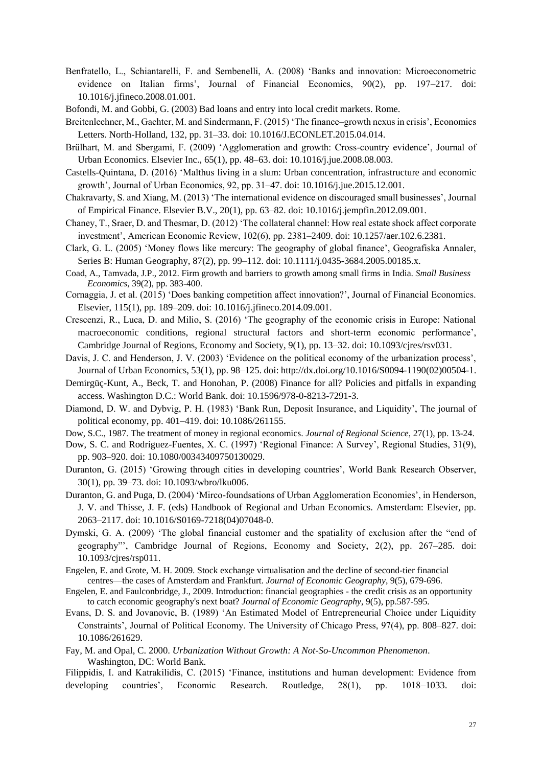Benfratello, L., Schiantarelli, F. and Sembenelli, A. (2008) 'Banks and innovation: Microeconometric evidence on Italian firms', Journal of Financial Economics, 90(2), pp. 197–217. doi: 10.1016/j.jfineco.2008.01.001.

Bofondi, M. and Gobbi, G. (2003) Bad loans and entry into local credit markets. Rome.

Breitenlechner, M., Gachter, M. and Sindermann, F. (2015) 'The finance–growth nexus in crisis', Economics Letters. North-Holland, 132, pp. 31–33. doi: 10.1016/J.ECONLET.2015.04.014.

Brülhart, M. and Sbergami, F. (2009) 'Agglomeration and growth: Cross-country evidence', Journal of Urban Economics. Elsevier Inc., 65(1), pp. 48–63. doi: 10.1016/j.jue.2008.08.003.

Castells-Quintana, D. (2016) 'Malthus living in a slum: Urban concentration, infrastructure and economic growth', Journal of Urban Economics, 92, pp. 31–47. doi: 10.1016/j.jue.2015.12.001.

Chakravarty, S. and Xiang, M. (2013) 'The international evidence on discouraged small businesses', Journal of Empirical Finance. Elsevier B.V., 20(1), pp. 63–82. doi: 10.1016/j.jempfin.2012.09.001.

Chaney, T., Sraer, D. and Thesmar, D. (2012) 'The collateral channel: How real estate shock affect corporate investment', American Economic Review, 102(6), pp. 2381–2409. doi: 10.1257/aer.102.6.2381.

Clark, G. L. (2005) 'Money flows like mercury: The geography of global finance', Geografiska Annaler, Series B: Human Geography, 87(2), pp. 99–112. doi: 10.1111/j.0435-3684.2005.00185.x.

Coad, A., Tamvada, J.P., 2012. Firm growth and barriers to growth among small firms in India. *Small Business Economics*, 39(2), pp. 383-400.

Cornaggia, J. et al. (2015) 'Does banking competition affect innovation?', Journal of Financial Economics. Elsevier, 115(1), pp. 189–209. doi: 10.1016/j.jfineco.2014.09.001.

Crescenzi, R., Luca, D. and Milio, S. (2016) 'The geography of the economic crisis in Europe: National macroeconomic conditions, regional structural factors and short-term economic performance', Cambridge Journal of Regions, Economy and Society, 9(1), pp. 13–32. doi: 10.1093/cjres/rsv031.

Davis, J. C. and Henderson, J. V. (2003) 'Evidence on the political economy of the urbanization process', Journal of Urban Economics, 53(1), pp. 98–125. doi: http://dx.doi.org/10.1016/S0094-1190(02)00504-1.

Demirgüç-Kunt, A., Beck, T. and Honohan, P. (2008) Finance for all? Policies and pitfalls in expanding access. Washington D.C.: World Bank. doi: 10.1596/978-0-8213-7291-3.

Diamond, D. W. and Dybvig, P. H. (1983) 'Bank Run, Deposit Insurance, and Liquidity', The journal of political economy, pp. 401–419. doi: 10.1086/261155.

Dow, S.C., 1987. The treatment of money in regional economics. *Journal of Regional Science*, 27(1), pp. 13-24.

Dow, S. C. and Rodríguez-Fuentes, X. C. (1997) 'Regional Finance: A Survey', Regional Studies, 31(9), pp. 903–920. doi: 10.1080/00343409750130029.

Duranton, G. (2015) 'Growing through cities in developing countries', World Bank Research Observer, 30(1), pp. 39–73. doi: 10.1093/wbro/lku006.

Duranton, G. and Puga, D. (2004) 'Mirco-foundsations of Urban Agglomeration Economies', in Henderson, J. V. and Thisse, J. F. (eds) Handbook of Regional and Urban Economics. Amsterdam: Elsevier, pp. 2063–2117. doi: 10.1016/S0169-7218(04)07048-0.

Dymski, G. A. (2009) 'The global financial customer and the spatiality of exclusion after the "end of geography"', Cambridge Journal of Regions, Economy and Society, 2(2), pp. 267–285. doi: 10.1093/cjres/rsp011.

Engelen, E. and Grote, M. H. 2009. Stock exchange virtualisation and the decline of second-tier financial centres—the cases of Amsterdam and Frankfurt. *Journal of Economic Geography*, 9(5), 679-696.

Engelen, E. and Faulconbridge, J., 2009. Introduction: financial geographies - the credit crisis as an opportunity to catch economic geography's next boat? *Journal of Economic Geography*, 9(5), pp.587-595.

Evans, D. S. and Jovanovic, B. (1989) 'An Estimated Model of Entrepreneurial Choice under Liquidity Constraints', Journal of Political Economy. The University of Chicago Press, 97(4), pp. 808–827. doi: 10.1086/261629.

Fay, M. and Opal, C. 2000. *Urbanization Without Growth: A Not-So-Uncommon Phenomenon*. Washington, DC: World Bank.

Filippidis, I. and Katrakilidis, C. (2015) 'Finance, institutions and human development: Evidence from developing countries', Economic Research. Routledge, 28(1), pp. 1018–1033. doi: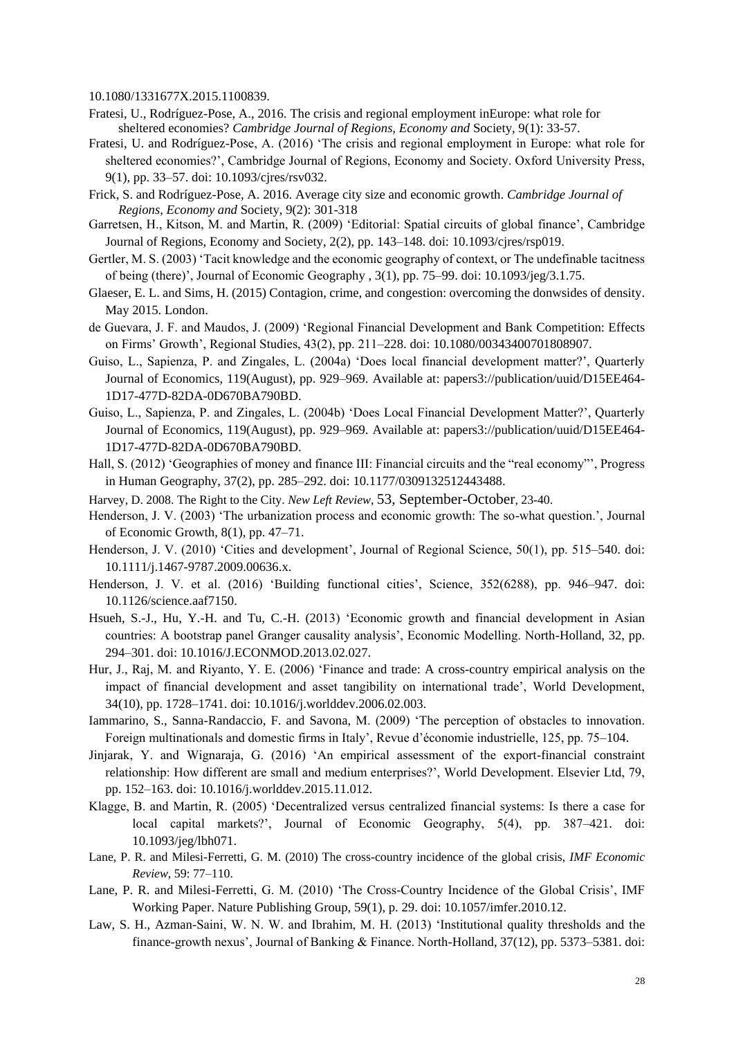10.1080/1331677X.2015.1100839.

Fratesi, U., Rodríguez-Pose, A., 2016. The crisis and regional employment inEurope: what role for sheltered economies? *Cambridge Journal of Regions, Economy and* Society, 9(1): 33-57.

Fratesi, U. and Rodríguez-Pose, A. (2016) 'The crisis and regional employment in Europe: what role for sheltered economies?', Cambridge Journal of Regions, Economy and Society. Oxford University Press, 9(1), pp. 33–57. doi: 10.1093/cjres/rsv032.

Frick, S. and Rodríguez-Pose, A. 2016. Average city size and economic growth. *Cambridge Journal of Regions, Economy and* Society, 9(2): 301-318

Garretsen, H., Kitson, M. and Martin, R. (2009) 'Editorial: Spatial circuits of global finance', Cambridge Journal of Regions, Economy and Society, 2(2), pp. 143–148. doi: 10.1093/cjres/rsp019.

Gertler, M. S. (2003) 'Tacit knowledge and the economic geography of context, or The undefinable tacitness of being (there)', Journal of Economic Geography , 3(1), pp. 75–99. doi: 10.1093/jeg/3.1.75.

Glaeser, E. L. and Sims, H. (2015) Contagion, crime, and congestion: overcoming the donwsides of density. May 2015. London.

de Guevara, J. F. and Maudos, J. (2009) 'Regional Financial Development and Bank Competition: Effects on Firms' Growth', Regional Studies, 43(2), pp. 211–228. doi: 10.1080/00343400701808907.

Guiso, L., Sapienza, P. and Zingales, L. (2004a) 'Does local financial development matter?', Quarterly Journal of Economics, 119(August), pp. 929–969. Available at: papers3://publication/uuid/D15EE464-1D17-477D-82DA-0D670BA790BD.

Guiso, L., Sapienza, P. and Zingales, L. (2004b) 'Does Local Financial Development Matter?', Quarterly Journal of Economics, 119(August), pp. 929–969. Available at: papers3://publication/uuid/D15EE464-1D17-477D-82DA-0D670BA790BD.

Hall, S. (2012) 'Geographies of money and finance III: Financial circuits and the "real economy"', Progress in Human Geography, 37(2), pp. 285–292. doi: 10.1177/0309132512443488.

Harvey, D. 2008. The Right to the City. *New Left Review*, 53, September-October, 23-40.

Henderson, J. V. (2003) 'The urbanization process and economic growth: The so-what question.', Journal of Economic Growth, 8(1), pp. 47–71.

Henderson, J. V. (2010) 'Cities and development', Journal of Regional Science, 50(1), pp. 515–540. doi: 10.1111/j.1467-9787.2009.00636.x.

Henderson, J. V. et al. (2016) 'Building functional cities', Science, 352(6288), pp. 946–947. doi: 10.1126/science.aaf7150.

Hsueh, S.-J., Hu, Y.-H. and Tu, C.-H. (2013) 'Economic growth and financial development in Asian countries: A bootstrap panel Granger causality analysis', Economic Modelling. North-Holland, 32, pp. 294–301. doi: 10.1016/J.ECONMOD.2013.02.027.

Hur, J., Raj, M. and Riyanto, Y. E. (2006) 'Finance and trade: A cross-country empirical analysis on the impact of financial development and asset tangibility on international trade', World Development, 34(10), pp. 1728–1741. doi: 10.1016/j.worlddev.2006.02.003.

Iammarino, S., Sanna-Randaccio, F. and Savona, M. (2009) 'The perception of obstacles to innovation. Foreign multinationals and domestic firms in Italy', Revue d'économie industrielle, 125, pp. 75–104.

Jinjarak, Y. and Wignaraja, G. (2016) 'An empirical assessment of the export-financial constraint relationship: How different are small and medium enterprises?', World Development. Elsevier Ltd, 79, pp. 152–163. doi: 10.1016/j.worlddev.2015.11.012.

Klagge, B. and Martin, R. (2005) 'Decentralized versus centralized financial systems: Is there a case for local capital markets?', Journal of Economic Geography, 5(4), pp. 387–421. doi: 10.1093/jeg/lbh071.

Lane, P. R. and Milesi-Ferretti, G. M. (2010) The cross-country incidence of the global crisis, *IMF Economic Review*, 59: 77–110.

Lane, P. R. and Milesi-Ferretti, G. M. (2010) 'The Cross-Country Incidence of the Global Crisis', IMF Working Paper. Nature Publishing Group, 59(1), p. 29. doi: 10.1057/imfer.2010.12.

Law, S. H., Azman-Saini, W. N. W. and Ibrahim, M. H. (2013) 'Institutional quality thresholds and the finance-growth nexus', Journal of Banking & Finance. North-Holland, 37(12), pp. 5373–5381. doi: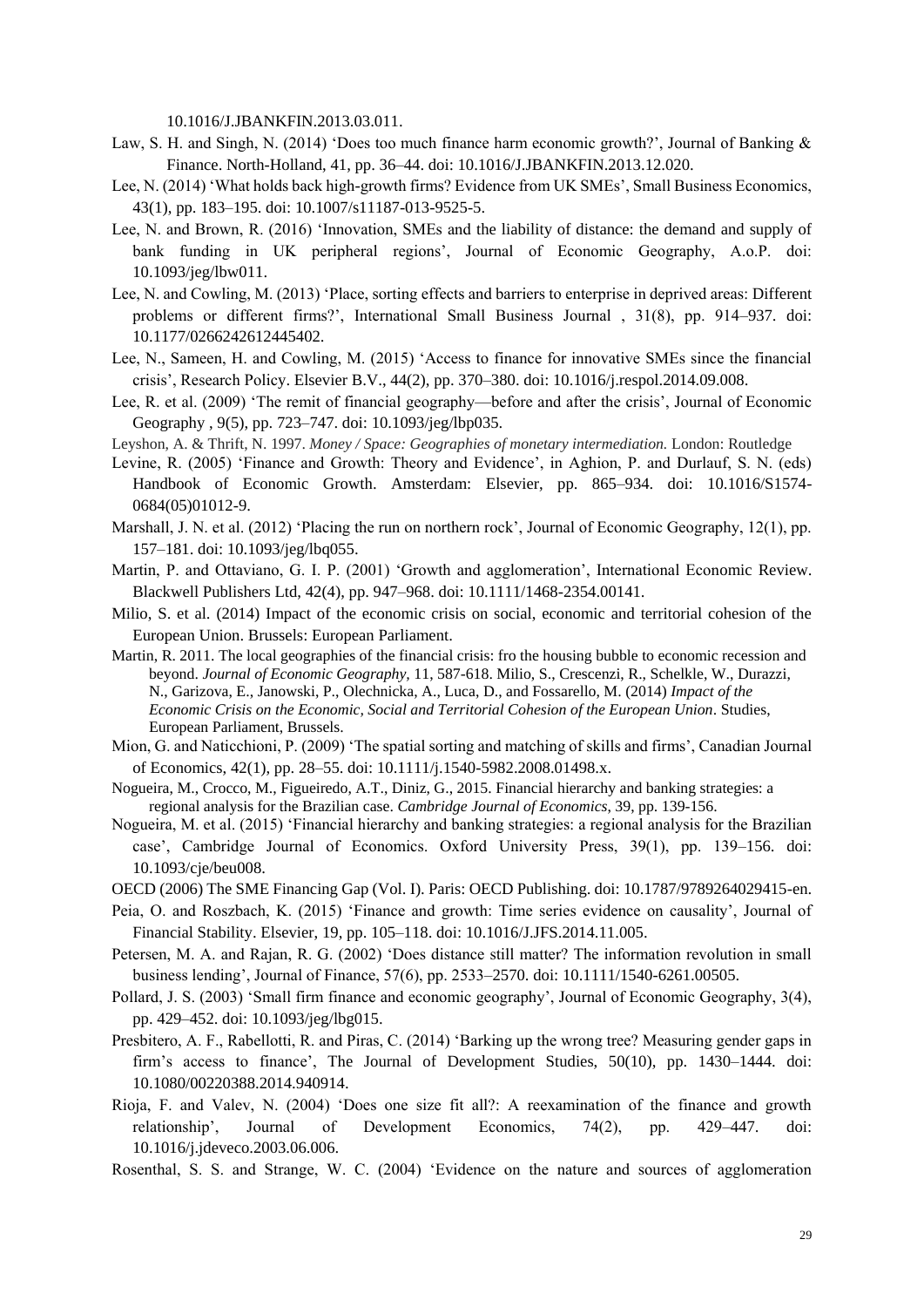10.1016/J.JBANKFIN.2013.03.011.

Law, S. H. and Singh, N. (2014) 'Does too much finance harm economic growth?', Journal of Banking & Finance. North-Holland, 41, pp. 36–44. doi: 10.1016/J.JBANKFIN.2013.12.020.

Lee, N. (2014) 'What holds back high-growth firms? Evidence from UK SMEs', Small Business Economics, 43(1), pp. 183–195. doi: 10.1007/s11187-013-9525-5.

Lee, N. and Brown, R. (2016) 'Innovation, SMEs and the liability of distance: the demand and supply of bank funding in UK peripheral regions', Journal of Economic Geography, A.o.P. doi: 10.1093/jeg/lbw011.

Lee, N. and Cowling, M. (2013) 'Place, sorting effects and barriers to enterprise in deprived areas: Different problems or different firms?', International Small Business Journal , 31(8), pp. 914–937. doi: 10.1177/0266242612445402.

Lee, N., Sameen, H. and Cowling, M. (2015) 'Access to finance for innovative SMEs since the financial crisis', Research Policy. Elsevier B.V., 44(2), pp. 370–380. doi: 10.1016/j.respol.2014.09.008.

Lee, R. et al. (2009) 'The remit of financial geography—before and after the crisis', Journal of Economic Geography , 9(5), pp. 723–747. doi: 10.1093/jeg/lbp035.

Leyshon, A. & Thrift, N. 1997. *Money / Space: Geographies of monetary intermediation.* London: Routledge

Levine, R. (2005) 'Finance and Growth: Theory and Evidence', in Aghion, P. and Durlauf, S. N. (eds) Handbook of Economic Growth. Amsterdam: Elsevier, pp. 865–934. doi: 10.1016/S1574-0684(05)01012-9.

Marshall, J. N. et al. (2012) 'Placing the run on northern rock', Journal of Economic Geography, 12(1), pp. 157–181. doi: 10.1093/jeg/lbq055.

Martin, P. and Ottaviano, G. I. P. (2001) 'Growth and agglomeration', International Economic Review. Blackwell Publishers Ltd, 42(4), pp. 947–968. doi: 10.1111/1468-2354.00141.

Milio, S. et al. (2014) Impact of the economic crisis on social, economic and territorial cohesion of the European Union. Brussels: European Parliament.

Martin, R. 2011. The local geographies of the financial crisis: fro the housing bubble to economic recession and beyond. *Journal of Economic Geography,* 11, 587-618. Milio, S., Crescenzi, R., Schelkle, W., Durazzi, N., Garizova, E., Janowski, P., Olechnicka, A., Luca, D., and Fossarello, M. (2014) *Impact of the Economic Crisis on the Economic, Social and Territorial Cohesion of the European Union*. Studies, European Parliament, Brussels.

Mion, G. and Naticchioni, P. (2009) 'The spatial sorting and matching of skills and firms', Canadian Journal of Economics, 42(1), pp. 28–55. doi: 10.1111/j.1540-5982.2008.01498.x.

Nogueira, M., Crocco, M., Figueiredo, A.T., Diniz, G., 2015. Financial hierarchy and banking strategies: a regional analysis for the Brazilian case. *Cambridge Journal of Economics,* 39, pp. 139-156.

Nogueira, M. et al. (2015) 'Financial hierarchy and banking strategies: a regional analysis for the Brazilian case', Cambridge Journal of Economics. Oxford University Press, 39(1), pp. 139–156. doi: 10.1093/cje/beu008.

OECD (2006) The SME Financing Gap (Vol. I). Paris: OECD Publishing. doi: 10.1787/9789264029415-en.

Peia, O. and Roszbach, K. (2015) 'Finance and growth: Time series evidence on causality', Journal of Financial Stability. Elsevier, 19, pp. 105–118. doi: 10.1016/J.JFS.2014.11.005.

Petersen, M. A. and Rajan, R. G. (2002) 'Does distance still matter? The information revolution in small business lending', Journal of Finance, 57(6), pp. 2533–2570. doi: 10.1111/1540-6261.00505.

Pollard, J. S. (2003) 'Small firm finance and economic geography', Journal of Economic Geography, 3(4), pp. 429–452. doi: 10.1093/jeg/lbg015.

Presbitero, A. F., Rabellotti, R. and Piras, C. (2014) 'Barking up the wrong tree? Measuring gender gaps in firm's access to finance', The Journal of Development Studies, 50(10), pp. 1430–1444. doi: 10.1080/00220388.2014.940914.

Rioja, F. and Valev, N. (2004) 'Does one size fit all?: A reexamination of the finance and growth relationship', Journal of Development Economics, 74(2), pp. 429–447. doi: 10.1016/j.jdeveco.2003.06.006.

Rosenthal, S. S. and Strange, W. C. (2004) 'Evidence on the nature and sources of agglomeration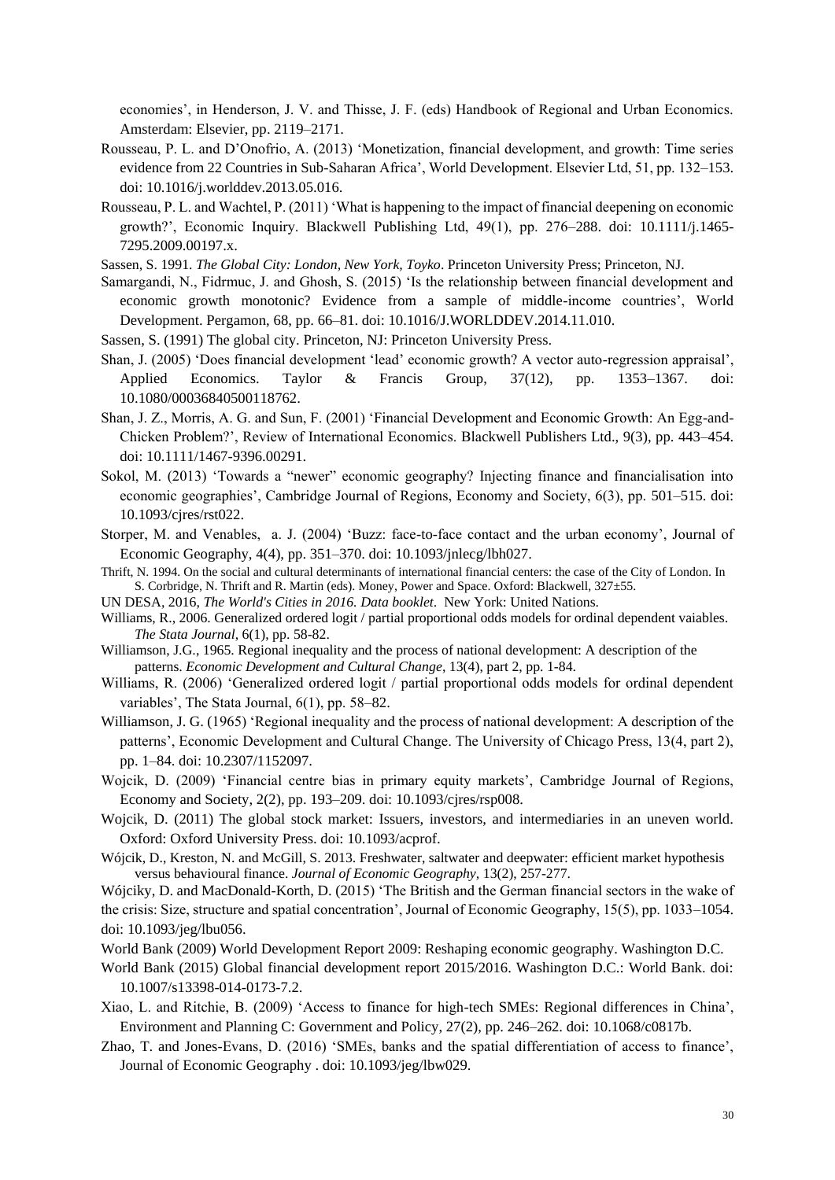economies', in Henderson, J. V. and Thisse, J. F. (eds) Handbook of Regional and Urban Economics. Amsterdam: Elsevier, pp. 2119–2171.

Rousseau, P. L. and D'Onofrio, A. (2013) 'Monetization, financial development, and growth: Time series evidence from 22 Countries in Sub-Saharan Africa', World Development. Elsevier Ltd, 51, pp. 132–153. doi: 10.1016/j.worlddev.2013.05.016.

Rousseau, P. L. and Wachtel, P. (2011) 'What is happening to the impact of financial deepening on economic growth?', Economic Inquiry. Blackwell Publishing Ltd, 49(1), pp. 276–288. doi: 10.1111/j.1465-7295.2009.00197.x.

Sassen, S. 1991. *The Global City: London, New York, Toyko*. Princeton University Press; Princeton, NJ.

Samargandi, N., Fidrmuc, J. and Ghosh, S. (2015) 'Is the relationship between financial development and economic growth monotonic? Evidence from a sample of middle-income countries', World Development. Pergamon, 68, pp. 66–81. doi: 10.1016/J.WORLDDEV.2014.11.010.

Sassen, S. (1991) The global city. Princeton, NJ: Princeton University Press.

Shan, J. (2005) 'Does financial development 'lead' economic growth? A vector auto-regression appraisal', Applied Economics. Taylor & Francis Group, 37(12), pp. 1353–1367. doi: 10.1080/00036840500118762.

Shan, J. Z., Morris, A. G. and Sun, F. (2001) 'Financial Development and Economic Growth: An Egg-and-Chicken Problem?', Review of International Economics. Blackwell Publishers Ltd., 9(3), pp. 443–454. doi: 10.1111/1467-9396.00291.

Sokol, M. (2013) 'Towards a "newer" economic geography? Injecting finance and financialisation into economic geographies', Cambridge Journal of Regions, Economy and Society, 6(3), pp. 501–515. doi: 10.1093/cjres/rst022.

Storper, M. and Venables, a. J. (2004) 'Buzz: face-to-face contact and the urban economy', Journal of Economic Geography, 4(4), pp. 351–370. doi: 10.1093/jnlecg/lbh027.

Thrift, N. 1994. On the social and cultural determinants of international financial centers: the case of the City of London. In S. Corbridge, N. Thrift and R. Martin (eds). Money, Power and Space. Oxford: Blackwell, 327±55.

UN DESA, 2016, *The World's Cities in 2016. Data booklet*. New York: United Nations.

Williams, R., 2006. Generalized ordered logit / partial proportional odds models for ordinal dependent vaiables. *The Stata Journal*, 6(1), pp. 58-82.

Williamson, J.G., 1965. Regional inequality and the process of national development: A description of the patterns. *Economic Development and Cultural Change*, 13(4), part 2, pp. 1-84.

Williams, R. (2006) 'Generalized ordered logit / partial proportional odds models for ordinal dependent variables', The Stata Journal, 6(1), pp. 58–82.

Williamson, J. G. (1965) 'Regional inequality and the process of national development: A description of the patterns', Economic Development and Cultural Change. The University of Chicago Press, 13(4, part 2), pp. 1–84. doi: 10.2307/1152097.

Wojcik, D. (2009) 'Financial centre bias in primary equity markets', Cambridge Journal of Regions, Economy and Society, 2(2), pp. 193–209. doi: 10.1093/cjres/rsp008.

Wojcik, D. (2011) The global stock market: Issuers, investors, and intermediaries in an uneven world. Oxford: Oxford University Press. doi: 10.1093/acprof.

Wójcik, D., Kreston, N. and McGill, S. 2013. Freshwater, saltwater and deepwater: efficient market hypothesis versus behavioural finance. *Journal of Economic Geography,* 13(2), 257-277.

Wójciky, D. and MacDonald-Korth, D. (2015) 'The British and the German financial sectors in the wake of the crisis: Size, structure and spatial concentration', Journal of Economic Geography, 15(5), pp. 1033–1054. doi: 10.1093/jeg/lbu056.

World Bank (2009) World Development Report 2009: Reshaping economic geography. Washington D.C.

World Bank (2015) Global financial development report 2015/2016. Washington D.C.: World Bank. doi: 10.1007/s13398-014-0173-7.2.

Xiao, L. and Ritchie, B. (2009) 'Access to finance for high-tech SMEs: Regional differences in China', Environment and Planning C: Government and Policy, 27(2), pp. 246–262. doi: 10.1068/c0817b.

Zhao, T. and Jones-Evans, D. (2016) 'SMEs, banks and the spatial differentiation of access to finance', Journal of Economic Geography . doi: 10.1093/jeg/lbw029.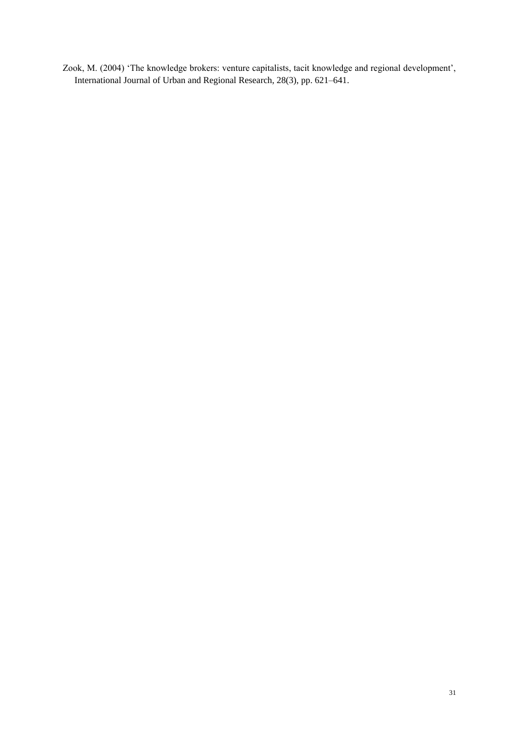Zook, M. (2004) ‘The knowledge brokers: venture capitalists, tacit knowledge and regional development’, International Journal of Urban and Regional Research, 28(3), pp. 621–641.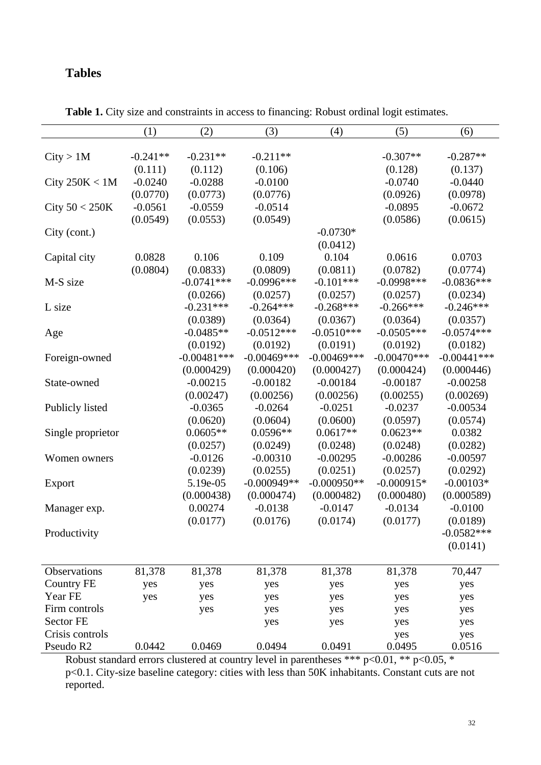## Tables

**Table 1.** City size and constraints in access to financing: Robust ordinal logit estimates.

| | (1) | (2) | (3) | (4) | (5) | (6) |
|---|---|---|---|---|---|---|
| City > 1M | -0.241** | -0.231** | -0.211** | | -0.307** | -0.287** |
| | (0.111) | (0.112) | (0.106) | | (0.128) | (0.137) |
| City 250K < 1M | -0.0240 | -0.0288 | -0.0100 | | -0.0740 | -0.0440 |
| | (0.0770) | (0.0773) | (0.0776) | | (0.0926) | (0.0978) |
| City 50 < 250K | -0.0561 | -0.0559 | -0.0514 | | -0.0895 | -0.0672 |
| | (0.0549) | (0.0553) | (0.0549) | | (0.0586) | (0.0615) |
| City (cont.) | | | | -0.0730* | | |
| | | | | (0.0412) | | |
| Capital city | 0.0828 | 0.106 | 0.109 | 0.104 | 0.0616 | 0.0703 |
| | (0.0804) | (0.0833) | (0.0809) | (0.0811) | (0.0782) | (0.0774) |
| M-S size | | -0.0741*** | -0.0996*** | -0.101*** | -0.0998*** | -0.0836*** |
| | | (0.0266) | (0.0257) | (0.0257) | (0.0257) | (0.0234) |
| L size | | -0.231*** | -0.264*** | -0.268*** | -0.266*** | -0.246*** |
| | | (0.0389) | (0.0364) | (0.0367) | (0.0364) | (0.0357) |
| Age | | -0.0485** | -0.0512*** | -0.0510*** | -0.0505*** | -0.0574*** |
| | | (0.0192) | (0.0192) | (0.0191) | (0.0192) | (0.0182) |
| Foreign-owned | | -0.00481*** | -0.00469*** | -0.00469*** | -0.00470*** | -0.00441*** |
| | | (0.000429) | (0.000420) | (0.000427) | (0.000424) | (0.000446) |
| State-owned | | -0.00215 | -0.00182 | -0.00184 | -0.00187 | -0.00258 |
| | | (0.00247) | (0.00256) | (0.00256) | (0.00255) | (0.00269) |
| Publicly listed | | -0.0365 | -0.0264 | -0.0251 | -0.0237 | -0.00534 |
| | | (0.0620) | (0.0604) | (0.0600) | (0.0597) | (0.0574) |
| Single proprietor | | 0.0605** | 0.0596** | 0.0617** | 0.0623** | 0.0382 |
| | | (0.0257) | (0.0249) | (0.0248) | (0.0248) | (0.0282) |
| Women owners | | -0.0126 | -0.00310 | -0.00295 | -0.00286 | -0.00597 |
| | | (0.0239) | (0.0255) | (0.0251) | (0.0257) | (0.0292) |
| Export | | 5.19e-05 | -0.000949** | -0.000950** | -0.000915* | -0.00103* |
| | | (0.000438) | (0.000474) | (0.000482) | (0.000480) | (0.000589) |
| Manager exp. | | 0.00274 | -0.0138 | -0.0147 | -0.0134 | -0.0100 |
| | | (0.0177) | (0.0176) | (0.0174) | (0.0177) | (0.0189) |
| Productivity | | | | | | -0.0582*** |
| | | | | | | (0.0141) |
| Observations | 81,378 | 81,378 | 81,378 | 81,378 | 81,378 | 70,447 |
| Country FE | yes | yes | yes | yes | yes | yes |
| Year FE | yes | yes | yes | yes | yes | yes |
| Firm controls | | yes | yes | yes | yes | yes |
| Sector FE | | | yes | yes | yes | yes |
| Crisis controls | | | | | yes | yes |
| Pseudo R2 | 0.0442 | 0.0469 | 0.0494 | 0.0491 | 0.0495 | 0.0516 |

Robust standard errors clustered at country level in parentheses *** p<0.01, ** p<0.05, * p<0.1. City-size baseline category: cities with less than 50K inhabitants. Constant cuts are not reported.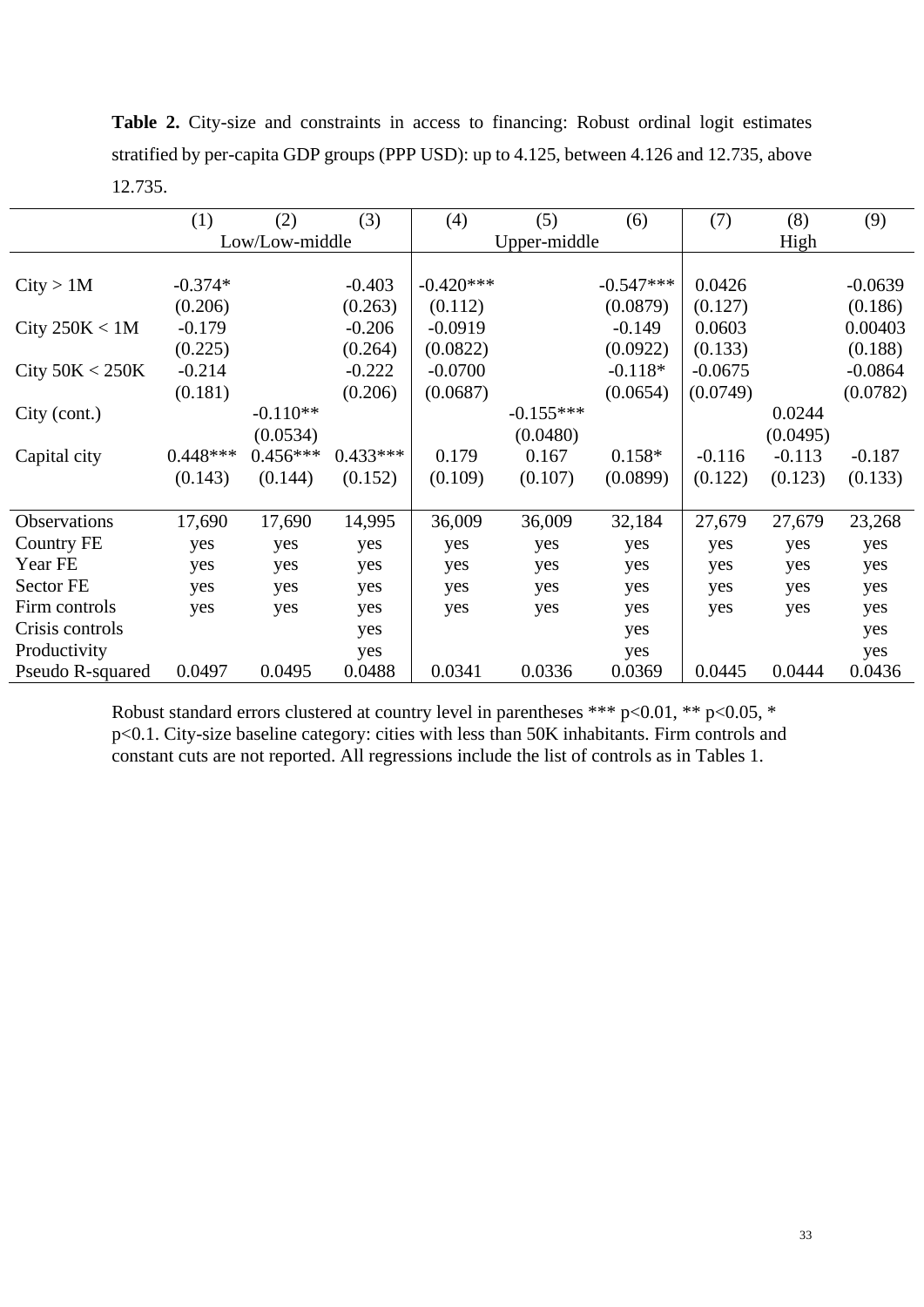**Table 2.** City-size and constraints in access to financing: Robust ordinal logit estimates stratified by per-capita GDP groups (PPP USD): up to 4.125, between 4.126 and 12.735, above 12.735.

| | (1) | (2) | (3) | (4) | (5) | (6) | (7) | (8) | (9) |
|---|---|---|---|---|---|---|---|---|---|
| | Low/Low-middle | | | Upper-middle | | | High | | |
| City > 1M | -0.374* | | -0.403 | -0.420*** | | -0.547*** | 0.0426 | | -0.0639 |
| | (0.206) | | (0.263) | (0.112) | | (0.0879) | (0.127) | | (0.186) |
| City 250K < 1M | -0.179 | | -0.206 | -0.0919 | | -0.149 | 0.0603 | | 0.00403 |
| | (0.225) | | (0.264) | (0.0822) | | (0.0922) | (0.133) | | (0.188) |
| City 50K < 250K | -0.214 | | -0.222 | -0.0700 | | -0.118* | -0.0675 | | -0.0864 |
| | (0.181) | | (0.206) | (0.0687) | | (0.0654) | (0.0749) | | (0.0782) |
| City (cont.) | | -0.110** | | | -0.155*** | | | 0.0244 | |
| | | (0.0534) | | | (0.0480) | | | (0.0495) | |
| Capital city | 0.448*** | 0.456*** | 0.433*** | 0.179 | 0.167 | 0.158* | -0.116 | -0.113 | -0.187 |
| | (0.143) | (0.144) | (0.152) | (0.109) | (0.107) | (0.0899) | (0.122) | (0.123) | (0.133) |
| Observations | 17,690 | 17,690 | 14,995 | 36,009 | 36,009 | 32,184 | 27,679 | 27,679 | 23,268 |
| Country FE | yes | yes | yes | yes | yes | yes | yes | yes | yes |
| Year FE | yes | yes | yes | yes | yes | yes | yes | yes | yes |
| Sector FE | yes | yes | yes | yes | yes | yes | yes | yes | yes |
| Firm controls | yes | yes | yes | yes | yes | yes | yes | yes | yes |
| Crisis controls | | | yes | | | yes | | | yes |
| Productivity | | | yes | | | yes | | | yes |
| Pseudo R-squared | 0.0497 | 0.0495 | 0.0488 | 0.0341 | 0.0336 | 0.0369 | 0.0445 | 0.0444 | 0.0436 |

Robust standard errors clustered at country level in parentheses *** p<0.01, ** p<0.05, * p<0.1. City-size baseline category: cities with less than 50K inhabitants. Firm controls and constant cuts are not reported. All regressions include the list of controls as in Tables 1.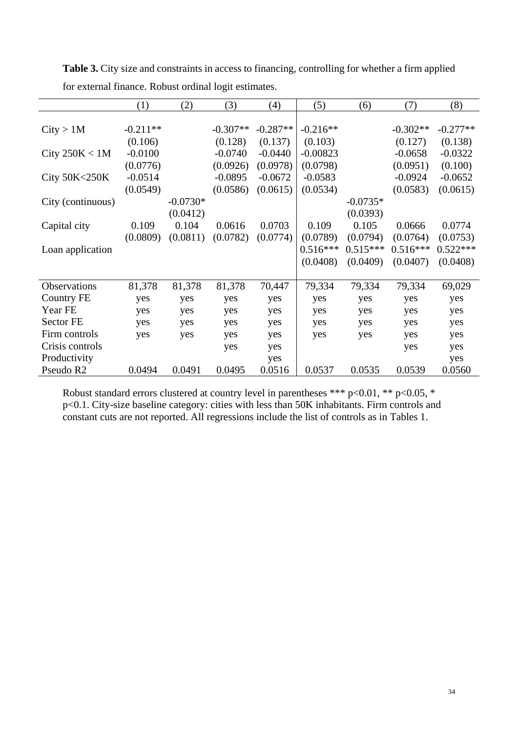**Table 3.** City size and constraints in access to financing, controlling for whether a firm applied for external finance. Robust ordinal logit estimates.

| | (1) | (2) | (3) | (4) | (5) | (6) | (7) | (8) |
|---|---|---|---|---|---|---|---|---|
| City > 1M | -0.211** | | -0.307** | -0.287** | -0.216** | | -0.302** | -0.277** |
| | (0.106) | | (0.128) | (0.137) | (0.103) | | (0.127) | (0.138) |
| City 250K < 1M | -0.0100 | | -0.0740 | -0.0440 | -0.00823 | | -0.0658 | -0.0322 |
| | (0.0776) | | (0.0926) | (0.0978) | (0.0798) | | (0.0951) | (0.100) |
| City 50K<250K | -0.0514 | | -0.0895 | -0.0672 | -0.0583 | | -0.0924 | -0.0652 |
| | (0.0549) | | (0.0586) | (0.0615) | (0.0534) | | (0.0583) | (0.0615) |
| City (continuous) | | -0.0730* | | | | -0.0735* | | |
| | | (0.0412) | | | | (0.0393) | | |
| Capital city | 0.109 | 0.104 | 0.0616 | 0.0703 | 0.109 | 0.105 | 0.0666 | 0.0774 |
| | (0.0809) | (0.0811) | (0.0782) | (0.0774) | (0.0789) | (0.0794) | (0.0764) | (0.0753) |
| Loan application | | | | | 0.516*** | 0.515*** | 0.516*** | 0.522*** |
| | | | | | (0.0408) | (0.0409) | (0.0407) | (0.0408) |
| Observations | 81,378 | 81,378 | 81,378 | 70,447 | 79,334 | 79,334 | 79,334 | 69,029 |
| Country FE | yes | yes | yes | yes | yes | yes | yes | yes |
| Year FE | yes | yes | yes | yes | yes | yes | yes | yes |
| Sector FE | yes | yes | yes | yes | yes | yes | yes | yes |
| Firm controls | yes | yes | yes | yes | yes | yes | yes | yes |
| Crisis controls | | | yes | yes | | | yes | yes |
| Productivity | | | | yes | | | | yes |
| Pseudo R2 | 0.0494 | 0.0491 | 0.0495 | 0.0516 | 0.0537 | 0.0535 | 0.0539 | 0.0560 |

Robust standard errors clustered at country level in parentheses *** p<0.01, ** p<0.05, * p<0.1. City-size baseline category: cities with less than 50K inhabitants. Firm controls and constant cuts are not reported. All regressions include the list of controls as in Tables 1.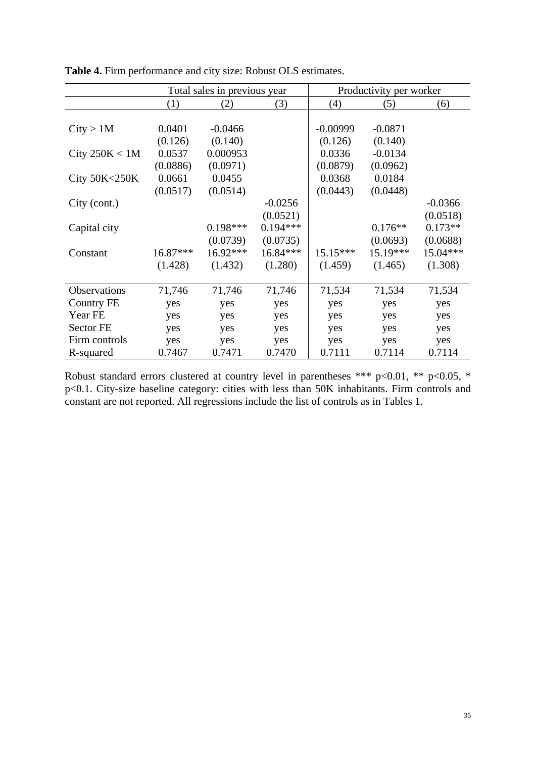**Table 4.** Firm performance and city size: Robust OLS estimates.

| | Total sales in previous year | | | Productivity per worker | | |
|---|---|---|---|---|---|---|
| | (1) | (2) | (3) | (4) | (5) | (6) |
| City > 1M | 0.0401 | -0.0466 | | -0.00999 | -0.0871 | |
| | (0.126) | (0.140) | | (0.126) | (0.140) | |
| City 250K < 1M | 0.0537 | 0.000953 | | 0.0336 | -0.0134 | |
| | (0.0886) | (0.0971) | | (0.0879) | (0.0962) | |
| City 50K<250K | 0.0661 | 0.0455 | | 0.0368 | 0.0184 | |
| | (0.0517) | (0.0514) | | (0.0443) | (0.0448) | |
| City (cont.) | | | -0.0256 | | | -0.0366 |
| | | | (0.0521) | | | (0.0518) |
| Capital city | | 0.198*** | 0.194*** | | 0.176** | 0.173** |
| | | (0.0739) | (0.0735) | | (0.0693) | (0.0688) |
| Constant | 16.87*** | 16.92*** | 16.84*** | 15.15*** | 15.19*** | 15.04*** |
| | (1.428) | (1.432) | (1.280) | (1.459) | (1.465) | (1.308) |
| Observations | 71,746 | 71,746 | 71,746 | 71,534 | 71,534 | 71,534 |
| Country FE | yes | yes | yes | yes | yes | yes |
| Year FE | yes | yes | yes | yes | yes | yes |
| Sector FE | yes | yes | yes | yes | yes | yes |
| Firm controls | yes | yes | yes | yes | yes | yes |
| R-squared | 0.7467 | 0.7471 | 0.7470 | 0.7111 | 0.7114 | 0.7114 |

Robust standard errors clustered at country level in parentheses *** p<0.01, ** p<0.05, * p<0.1. City-size baseline category: cities with less than 50K inhabitants. Firm controls and constant are not reported. All regressions include the list of controls as in Tables 1.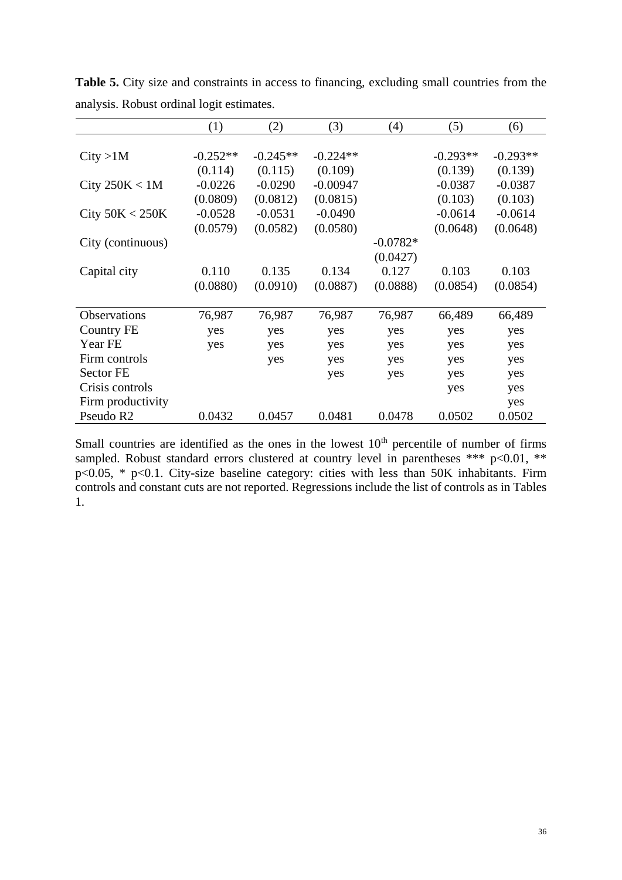**Table 5.** City size and constraints in access to financing, excluding small countries from the analysis. Robust ordinal logit estimates.

| | (1) | (2) | (3) | (4) | (5) | (6) |
|---|---|---|---|---|---|---|
| City >1M | -0.252** | -0.245** | -0.224** | | -0.293** | -0.293** |
| | (0.114) | (0.115) | (0.109) | | (0.139) | (0.139) |
| City 250K < 1M | -0.0226 | -0.0290 | -0.00947 | | -0.0387 | -0.0387 |
| | (0.0809) | (0.0812) | (0.0815) | | (0.103) | (0.103) |
| City 50K < 250K | -0.0528 | -0.0531 | -0.0490 | | -0.0614 | -0.0614 |
| | (0.0579) | (0.0582) | (0.0580) | | (0.0648) | (0.0648) |
| City (continuous) | | | | -0.0782* | | |
| | | | | (0.0427) | | |
| Capital city | 0.110 | 0.135 | 0.134 | 0.127 | 0.103 | 0.103 |
| | (0.0880) | (0.0910) | (0.0887) | (0.0888) | (0.0854) | (0.0854) |
| Observations | 76,987 | 76,987 | 76,987 | 76,987 | 66,489 | 66,489 |
| Country FE | yes | yes | yes | yes | yes | yes |
| Year FE | yes | yes | yes | yes | yes | yes |
| Firm controls | | yes | yes | yes | yes | yes |
| Sector FE | | | yes | yes | yes | yes |
| Crisis controls | | | | | yes | yes |
| Firm productivity | | | | | | yes |
| Pseudo R2 | 0.0432 | 0.0457 | 0.0481 | 0.0478 | 0.0502 | 0.0502 |

Small countries are identified as the ones in the lowest 10th percentile of number of firms sampled. Robust standard errors clustered at country level in parentheses *** p<0.01, ** p<0.05, * p<0.1. City-size baseline category: cities with less than 50K inhabitants. Firm controls and constant cuts are not reported. Regressions include the list of controls as in Tables 1.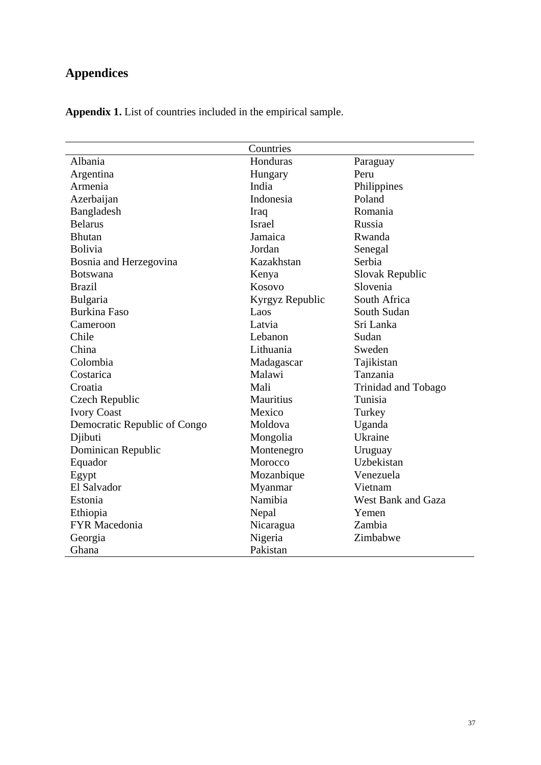# Appendices

**Appendix 1.** List of countries included in the empirical sample.

| Countries | | |
|---|---|---|
| Albania | Honduras | Paraguay |
| Argentina | Hungary | Peru |
| Armenia | India | Philippines |
| Azerbaijan | Indonesia | Poland |
| Bangladesh | Iraq | Romania |
| Belarus | Israel | Russia |
| Bhutan | Jamaica | Rwanda |
| Bolivia | Jordan | Senegal |
| Bosnia and Herzegovina | Kazakhstan | Serbia |
| Botswana | Kenya | Slovak Republic |
| Brazil | Kosovo | Slovenia |
| Bulgaria | Kyrgyz Republic | South Africa |
| Burkina Faso | Laos | South Sudan |
| Cameroon | Latvia | Sri Lanka |
| Chile | Lebanon | Sudan |
| China | Lithuania | Sweden |
| Colombia | Madagascar | Tajikistan |
| Costarica | Malawi | Tanzania |
| Croatia | Mali | Trinidad and Tobago |
| Czech Republic | Mauritius | Tunisia |
| Ivory Coast | Mexico | Turkey |
| Democratic Republic of Congo | Moldova | Uganda |
| Djibuti | Mongolia | Ukraine |
| Dominican Republic | Montenegro | Uruguay |
| Equador | Morocco | Uzbekistan |
| Egypt | Mozanbique | Venezuela |
| El Salvador | Myanmar | Vietnam |
| Estonia | Namibia | West Bank and Gaza |
| Ethiopia | Nepal | Yemen |
| FYR Macedonia | Nicaragua | Zambia |
| Georgia | Nigeria | Zimbabwe |
| Ghana | Pakistan | |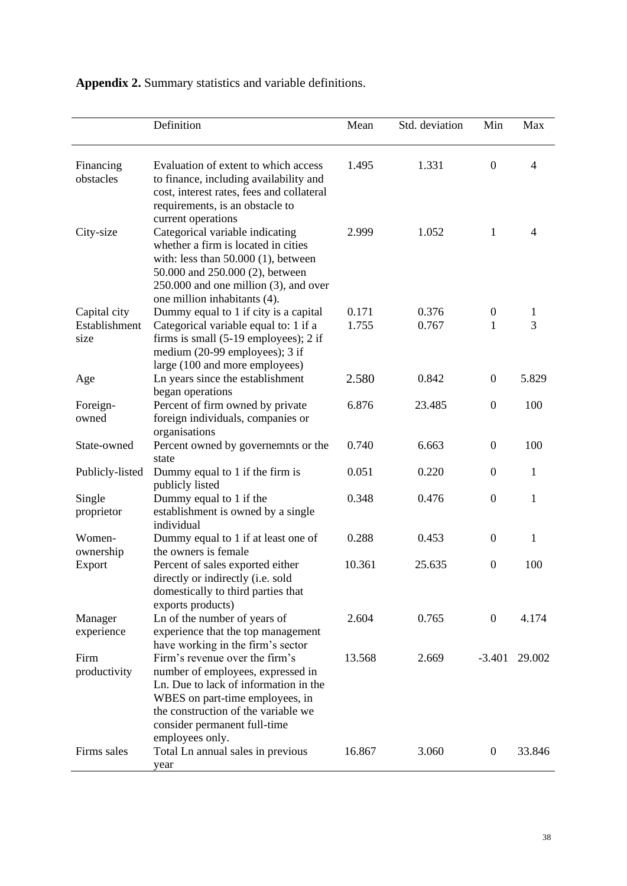**Appendix 2.** Summary statistics and variable definitions.

| | Definition | Mean | Std. deviation | Min | Max |
|---|---|---|---|---|---|
| Financing obstacles | Evaluation of extent to which access to finance, including availability and cost, interest rates, fees and collateral requirements, is an obstacle to current operations | 1.495 | 1.331 | 0 | 4 |
| City-size | Categorical variable indicating whether a firm is located in cities with: less than 50.000 (1), between 50.000 and 250.000 (2), between 250.000 and one million (3), and over one million inhabitants (4). | 2.999 | 1.052 | 1 | 4 |
| Capital city | Dummy equal to 1 if city is a capital | 0.171 | 0.376 | 0 | 1 |
| Establishment size | Categorical variable equal to: 1 if a firms is small (5-19 employees); 2 if medium (20-99 employees); 3 if large (100 and more employees) | 1.755 | 0.767 | 1 | 3 |
| Age | Ln years since the establishment began operations | 2.580 | 0.842 | 0 | 5.829 |
| Foreign-owned | Percent of firm owned by private foreign individuals, companies or organisations | 6.876 | 23.485 | 0 | 100 |
| State-owned | Percent owned by governemnts or the state | 0.740 | 6.663 | 0 | 100 |
| Publicly-listed | Dummy equal to 1 if the firm is publicly listed | 0.051 | 0.220 | 0 | 1 |
| Single proprietor | Dummy equal to 1 if the establishment is owned by a single individual | 0.348 | 0.476 | 0 | 1 |
| Women-ownership | Dummy equal to 1 if at least one of the owners is female | 0.288 | 0.453 | 0 | 1 |
| Export | Percent of sales exported either directly or indirectly (i.e. sold domestically to third parties that exports products) | 10.361 | 25.635 | 0 | 100 |
| Manager experience | Ln of the number of years of experience that the top management have working in the firm's sector | 2.604 | 0.765 | 0 | 4.174 |
| Firm productivity | Firm's revenue over the firm's number of employees, expressed in Ln. Due to lack of information in the WBES on part-time employees, in the construction of the variable we consider permanent full-time employees only. | 13.568 | 2.669 | -3.401 | 29.002 |
| Firms sales | Total Ln annual sales in previous year | 16.867 | 3.060 | 0 | 33.846 |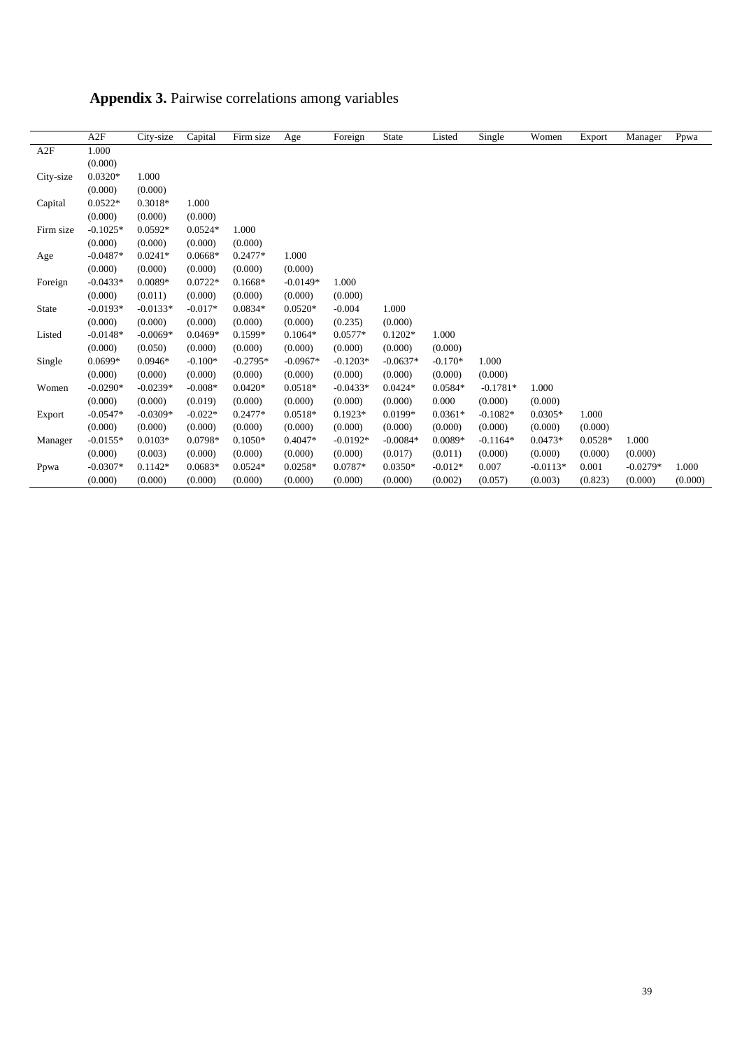**Appendix 3.** Pairwise correlations among variables

| | A2F | City-size | Capital | Firm size | Age | Foreign | State | Listed | Single | Women | Export | Manager | Ppwa |
|---|---|---|---|---|---|---|---|---|---|---|---|---|---|
| A2F | 1.000 | | | | | | | | | | | | |
| | (0.000) | | | | | | | | | | | | |
| City-size | 0.0320* | 1.000 | | | | | | | | | | | |
| | (0.000) | (0.000) | | | | | | | | | | | |
| Capital | 0.0522* | 0.3018* | 1.000 | | | | | | | | | | |
| | (0.000) | (0.000) | (0.000) | | | | | | | | | | |
| Firm size | -0.1025* | 0.0592* | 0.0524* | 1.000 | | | | | | | | | |
| | (0.000) | (0.000) | (0.000) | (0.000) | | | | | | | | | |
| Age | -0.0487* | 0.0241* | 0.0668* | 0.2477* | 1.000 | | | | | | | | |
| | (0.000) | (0.000) | (0.000) | (0.000) | (0.000) | | | | | | | | |
| Foreign | -0.0433* | 0.0089* | 0.0722* | 0.1668* | -0.0149* | 1.000 | | | | | | | |
| | (0.000) | (0.011) | (0.000) | (0.000) | (0.000) | (0.000) | | | | | | | |
| State | -0.0193* | -0.0133* | -0.017* | 0.0834* | 0.0520* | -0.004 | 1.000 | | | | | | |
| | (0.000) | (0.000) | (0.000) | (0.000) | (0.000) | (0.235) | (0.000) | | | | | | |
| Listed | -0.0148* | -0.0069* | 0.0469* | 0.1599* | 0.1064* | 0.0577* | 0.1202* | 1.000 | | | | | |
| | (0.000) | (0.050) | (0.000) | (0.000) | (0.000) | (0.000) | (0.000) | (0.000) | | | | | |
| Single | 0.0699* | 0.0946* | -0.100* | -0.2795* | -0.0967* | -0.1203* | -0.0637* | -0.170* | 1.000 | | | | |
| | (0.000) | (0.000) | (0.000) | (0.000) | (0.000) | (0.000) | (0.000) | (0.000) | (0.000) | | | | |
| Women | -0.0290* | -0.0239* | -0.008* | 0.0420* | 0.0518* | -0.0433* | 0.0424* | 0.0584* | -0.1781* | 1.000 | | | |
| | (0.000) | (0.000) | (0.019) | (0.000) | (0.000) | (0.000) | (0.000) | 0.000 | (0.000) | (0.000) | | | |
| Export | -0.0547* | -0.0309* | -0.022* | 0.2477* | 0.0518* | 0.1923* | 0.0199* | 0.0361* | -0.1082* | 0.0305* | 1.000 | | |
| | (0.000) | (0.000) | (0.000) | (0.000) | (0.000) | (0.000) | (0.000) | (0.000) | (0.000) | (0.000) | (0.000) | | |
| Manager | -0.0155* | 0.0103* | 0.0798* | 0.1050* | 0.4047* | -0.0192* | -0.0084* | 0.0089* | -0.1164* | 0.0473* | 0.0528* | 1.000 | |
| | (0.000) | (0.003) | (0.000) | (0.000) | (0.000) | (0.000) | (0.017) | (0.011) | (0.000) | (0.000) | (0.000) | (0.000) | |
| Ppwa | -0.0307* | 0.1142* | 0.0683* | 0.0524* | 0.0258* | 0.0787* | 0.0350* | -0.012* | 0.007 | -0.0113* | 0.001 | -0.0279* | 1.000 |
| | (0.000) | (0.000) | (0.000) | (0.000) | (0.000) | (0.000) | (0.000) | (0.002) | (0.057) | (0.003) | (0.823) | (0.000) | (0.000) |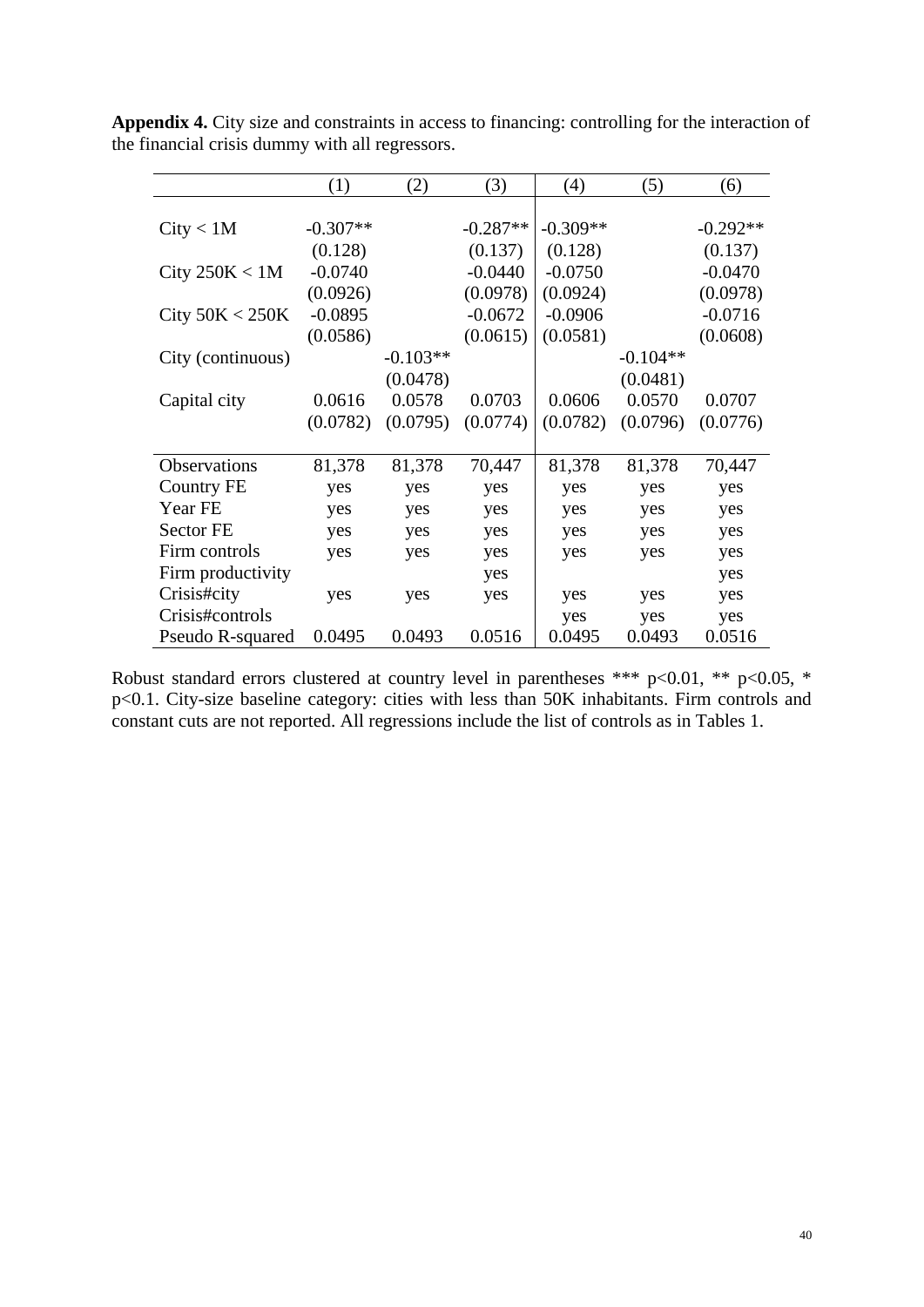**Appendix 4.** City size and constraints in access to financing: controlling for the interaction of the financial crisis dummy with all regressors.

| | (1) | (2) | (3) | (4) | (5) | (6) |
|---|---|---|---|---|---|---|
| City < 1M | -0.307** | | -0.287** | -0.309** | | -0.292** |
| | (0.128) | | (0.137) | (0.128) | | (0.137) |
| City 250K < 1M | -0.0740 | | -0.0440 | -0.0750 | | -0.0470 |
| | (0.0926) | | (0.0978) | (0.0924) | | (0.0978) |
| City 50K < 250K | -0.0895 | | -0.0672 | -0.0906 | | -0.0716 |
| | (0.0586) | | (0.0615) | (0.0581) | | (0.0608) |
| City (continuous) | | -0.103** | | | -0.104** | |
| | | (0.0478) | | | (0.0481) | |
| Capital city | 0.0616 | 0.0578 | 0.0703 | 0.0606 | 0.0570 | 0.0707 |
| | (0.0782) | (0.0795) | (0.0774) | (0.0782) | (0.0796) | (0.0776) |
| Observations | 81,378 | 81,378 | 70,447 | 81,378 | 81,378 | 70,447 |
| Country FE | yes | yes | yes | yes | yes | yes |
| Year FE | yes | yes | yes | yes | yes | yes |
| Sector FE | yes | yes | yes | yes | yes | yes |
| Firm controls | yes | yes | yes | yes | yes | yes |
| Firm productivity | | | yes | | | yes |
| Crisis#city | yes | yes | yes | yes | yes | yes |
| Crisis#controls | | | | yes | yes | yes |
| Pseudo R-squared | 0.0495 | 0.0493 | 0.0516 | 0.0495 | 0.0493 | 0.0516 |

Robust standard errors clustered at country level in parentheses *** p<0.01, ** p<0.05, * p<0.1. City-size baseline category: cities with less than 50K inhabitants. Firm controls and constant cuts are not reported. All regressions include the list of controls as in Tables 1.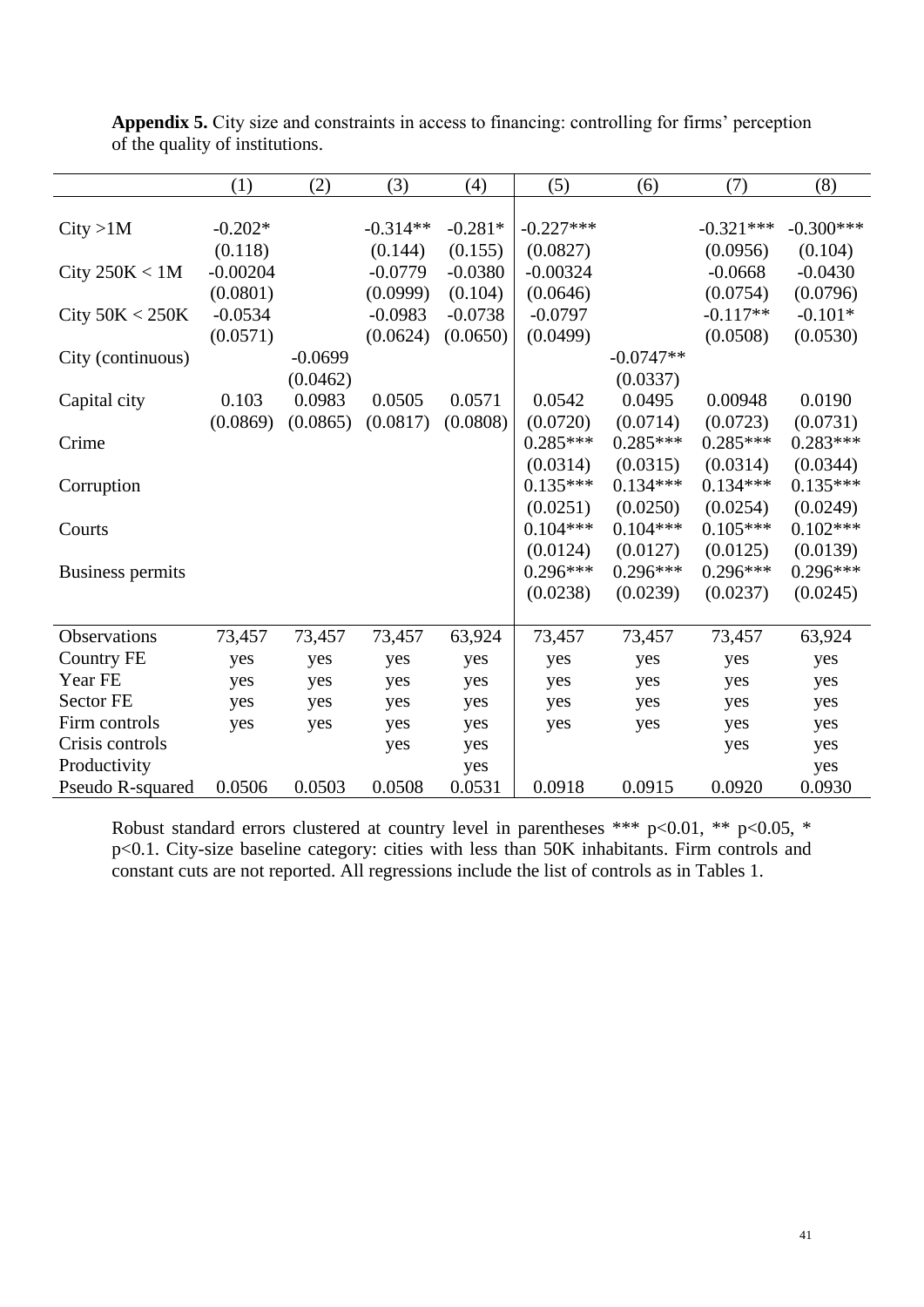**Appendix 5.** City size and constraints in access to financing: controlling for firms' perception of the quality of institutions.

| | (1) | (2) | (3) | (4) | (5) | (6) | (7) | (8) |
|---|---|---|---|---|---|---|---|---|
| City >1M | -0.202* | | -0.314** | -0.281* | -0.227*** | | -0.321*** | -0.300*** |
| | (0.118) | | (0.144) | (0.155) | (0.0827) | | (0.0956) | (0.104) |
| City 250K < 1M | -0.00204 | | -0.0779 | -0.0380 | -0.00324 | | -0.0668 | -0.0430 |
| | (0.0801) | | (0.0999) | (0.104) | (0.0646) | | (0.0754) | (0.0796) |
| City 50K < 250K | -0.0534 | | -0.0983 | -0.0738 | -0.0797 | | -0.117** | -0.101* |
| | (0.0571) | | (0.0624) | (0.0650) | (0.0499) | | (0.0508) | (0.0530) |
| City (continuous) | | -0.0699 | | | | -0.0747** | | |
| | | (0.0462) | | | | (0.0337) | | |
| Capital city | 0.103 | 0.0983 | 0.0505 | 0.0571 | 0.0542 | 0.0495 | 0.00948 | 0.0190 |
| | (0.0869) | (0.0865) | (0.0817) | (0.0808) | (0.0720) | (0.0714) | (0.0723) | (0.0731) |
| Crime | | | | | 0.285*** | 0.285*** | 0.285*** | 0.283*** |
| | | | | | (0.0314) | (0.0315) | (0.0314) | (0.0344) |
| Corruption | | | | | 0.135*** | 0.134*** | 0.134*** | 0.135*** |
| | | | | | (0.0251) | (0.0250) | (0.0254) | (0.0249) |
| Courts | | | | | 0.104*** | 0.104*** | 0.105*** | 0.102*** |
| | | | | | (0.0124) | (0.0127) | (0.0125) | (0.0139) |
| Business permits | | | | | 0.296*** | 0.296*** | 0.296*** | 0.296*** |
| | | | | | (0.0238) | (0.0239) | (0.0237) | (0.0245) |
| Observations | 73,457 | 73,457 | 73,457 | 63,924 | 73,457 | 73,457 | 73,457 | 63,924 |
| Country FE | yes | yes | yes | yes | yes | yes | yes | yes |
| Year FE | yes | yes | yes | yes | yes | yes | yes | yes |
| Sector FE | yes | yes | yes | yes | yes | yes | yes | yes |
| Firm controls | yes | yes | yes | yes | yes | yes | yes | yes |
| Crisis controls | | | yes | yes | | | yes | yes |
| Productivity | | | | yes | | | | yes |
| Pseudo R-squared | 0.0506 | 0.0503 | 0.0508 | 0.0531 | 0.0918 | 0.0915 | 0.0920 | 0.0930 |

Robust standard errors clustered at country level in parentheses *** p<0.01, ** p<0.05, * p<0.1. City-size baseline category: cities with less than 50K inhabitants. Firm controls and constant cuts are not reported. All regressions include the list of controls as in Tables 1.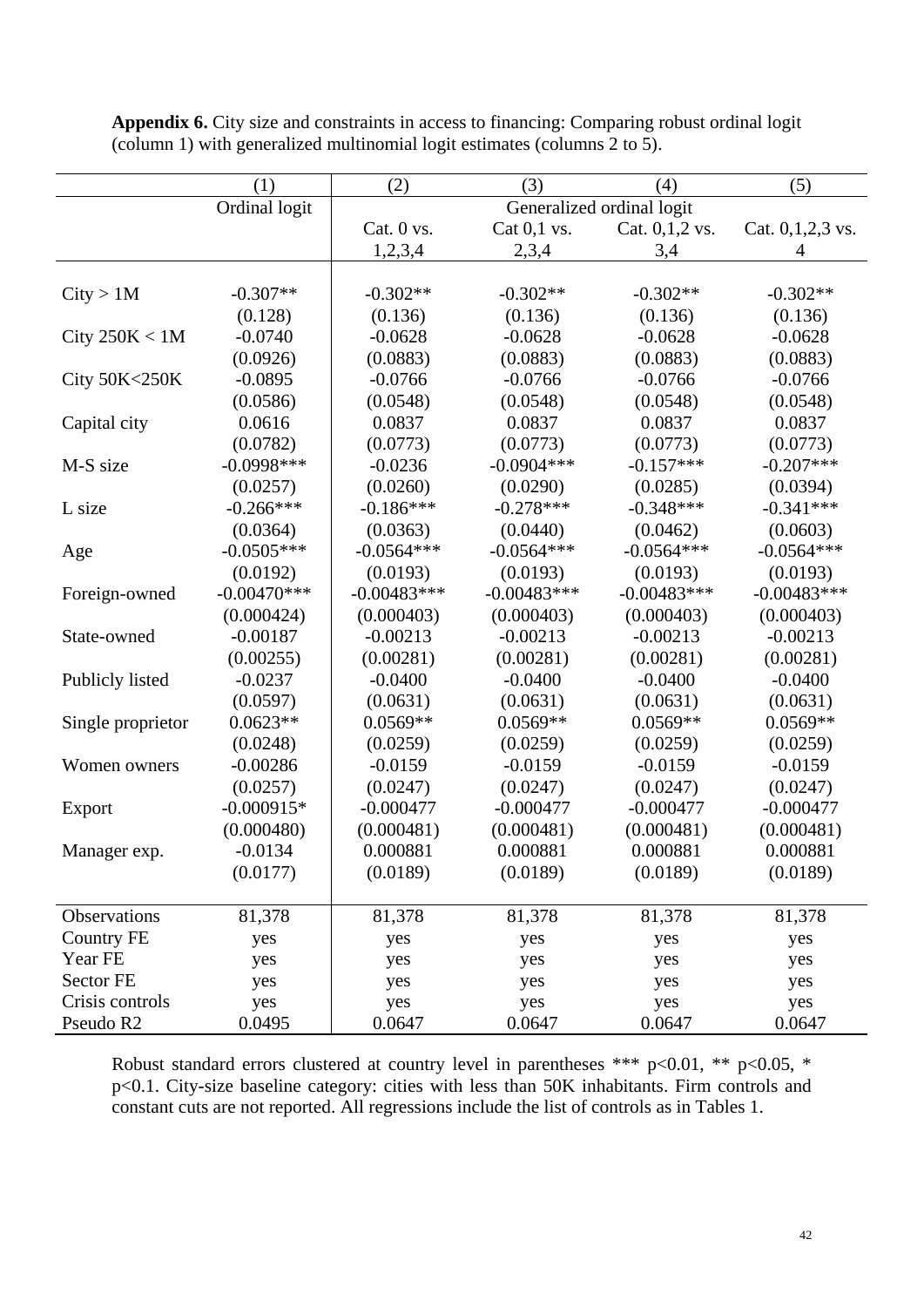**Appendix 6.** City size and constraints in access to financing: Comparing robust ordinal logit (column 1) with generalized multinomial logit estimates (columns 2 to 5).

| | (1) | (2) | (3) | (4) | (5) |
|---|---|---|---|---|---|
| | Ordinal logit | Generalized ordinal logit | | | |
| | | Cat. 0 vs. 1,2,3,4 | Cat 0,1 vs. 2,3,4 | Cat. 0,1,2 vs. 3,4 | Cat. 0,1,2,3 vs. 4 |
| City > 1M | -0.307** | -0.302** | -0.302** | -0.302** | -0.302** |
| | (0.128) | (0.136) | (0.136) | (0.136) | (0.136) |
| City 250K < 1M | -0.0740 | -0.0628 | -0.0628 | -0.0628 | -0.0628 |
| | (0.0926) | (0.0883) | (0.0883) | (0.0883) | (0.0883) |
| City 50K<250K | -0.0895 | -0.0766 | -0.0766 | -0.0766 | -0.0766 |
| | (0.0586) | (0.0548) | (0.0548) | (0.0548) | (0.0548) |
| Capital city | 0.0616 | 0.0837 | 0.0837 | 0.0837 | 0.0837 |
| | (0.0782) | (0.0773) | (0.0773) | (0.0773) | (0.0773) |
| M-S size | -0.0998*** | -0.0236 | -0.0904*** | -0.157*** | -0.207*** |
| | (0.0257) | (0.0260) | (0.0290) | (0.0285) | (0.0394) |
| L size | -0.266*** | -0.186*** | -0.278*** | -0.348*** | -0.341*** |
| | (0.0364) | (0.0363) | (0.0440) | (0.0462) | (0.0603) |
| Age | -0.0505*** | -0.0564*** | -0.0564*** | -0.0564*** | -0.0564*** |
| | (0.0192) | (0.0193) | (0.0193) | (0.0193) | (0.0193) |
| Foreign-owned | -0.00470*** | -0.00483*** | -0.00483*** | -0.00483*** | -0.00483*** |
| | (0.000424) | (0.000403) | (0.000403) | (0.000403) | (0.000403) |
| State-owned | -0.00187 | -0.00213 | -0.00213 | -0.00213 | -0.00213 |
| | (0.00255) | (0.00281) | (0.00281) | (0.00281) | (0.00281) |
| Publicly listed | -0.0237 | -0.0400 | -0.0400 | -0.0400 | -0.0400 |
| | (0.0597) | (0.0631) | (0.0631) | (0.0631) | (0.0631) |
| Single proprietor | 0.0623** | 0.0569** | 0.0569** | 0.0569** | 0.0569** |
| | (0.0248) | (0.0259) | (0.0259) | (0.0259) | (0.0259) |
| Women owners | -0.00286 | -0.0159 | -0.0159 | -0.0159 | -0.0159 |
| | (0.0257) | (0.0247) | (0.0247) | (0.0247) | (0.0247) |
| Export | -0.000915* | -0.000477 | -0.000477 | -0.000477 | -0.000477 |
| | (0.000480) | (0.000481) | (0.000481) | (0.000481) | (0.000481) |
| Manager exp. | -0.0134 | 0.000881 | 0.000881 | 0.000881 | 0.000881 |
| | (0.0177) | (0.0189) | (0.0189) | (0.0189) | (0.0189) |
| Observations | 81,378 | 81,378 | 81,378 | 81,378 | 81,378 |
| Country FE | yes | yes | yes | yes | yes |
| Year FE | yes | yes | yes | yes | yes |
| Sector FE | yes | yes | yes | yes | yes |
| Crisis controls | yes | yes | yes | yes | yes |
| Pseudo R2 | 0.0495 | 0.0647 | 0.0647 | 0.0647 | 0.0647 |

Robust standard errors clustered at country level in parentheses *** p<0.01, ** p<0.05, * p<0.1. City-size baseline category: cities with less than 50K inhabitants. Firm controls and constant cuts are not reported. All regressions include the list of controls as in Tables 1.